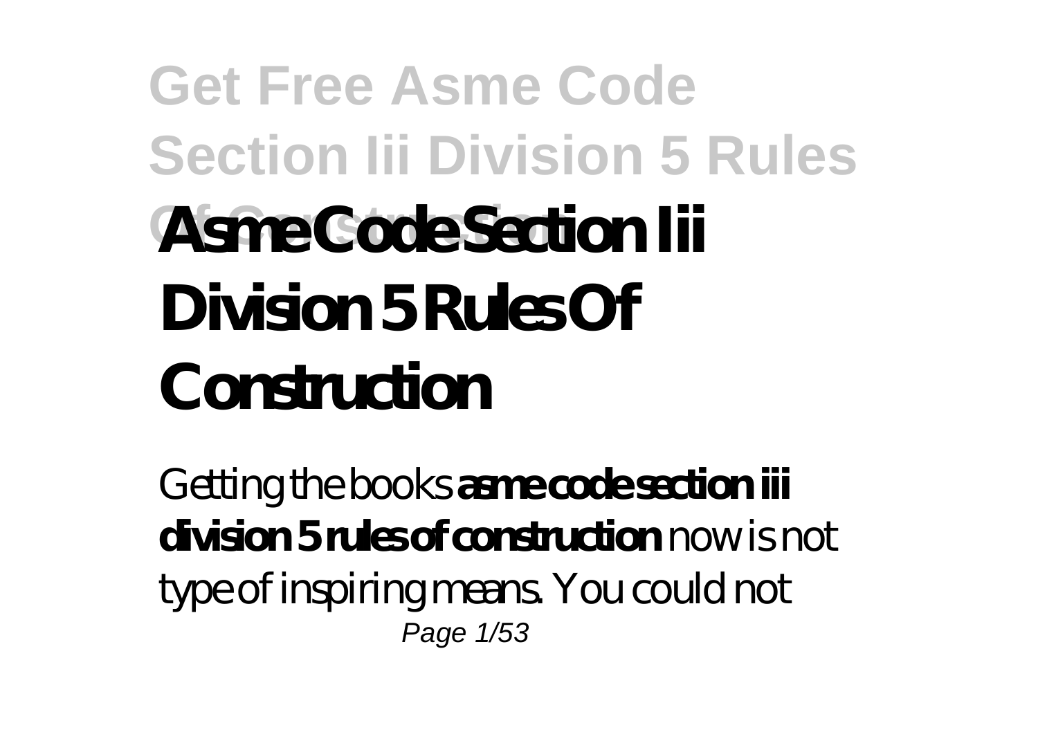# Asme Code Section Iii Division 5 Rules Of Construction

Getting the books **asme code section iii division 5 rules of construction** now is not type of inspiring means. You could not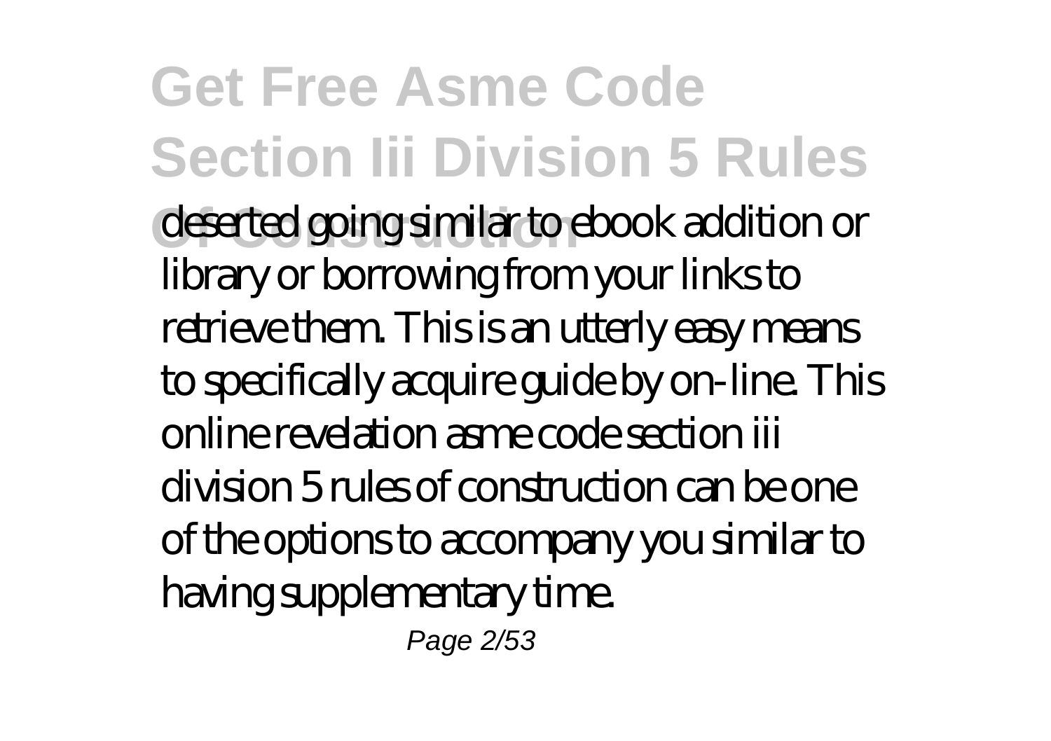deserted going similar to ebook addition or library or borrowing from your links to retrieve them. This is an utterly easy means to specifically acquire guide by on-line. This online revelation asme code section iii division 5 rules of construction can be one of the options to accompany you similar to having supplementary time.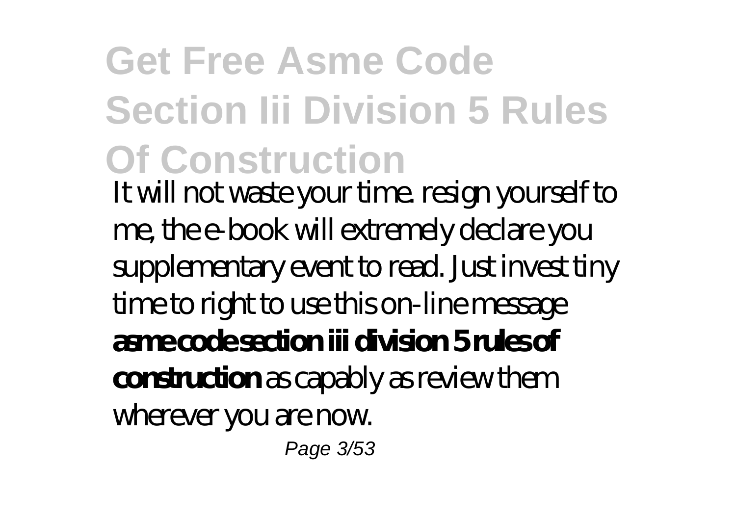# Get Free Asme Code Section Iii Division 5 Rules Of Construction

It will not waste your time. resign yourself to me, the e-book will extremely declare you supplementary event to read. Just invest tiny time to right to use this on-line message **asme code section iii division 5 rules of construction** as capably as review them wherever you are now.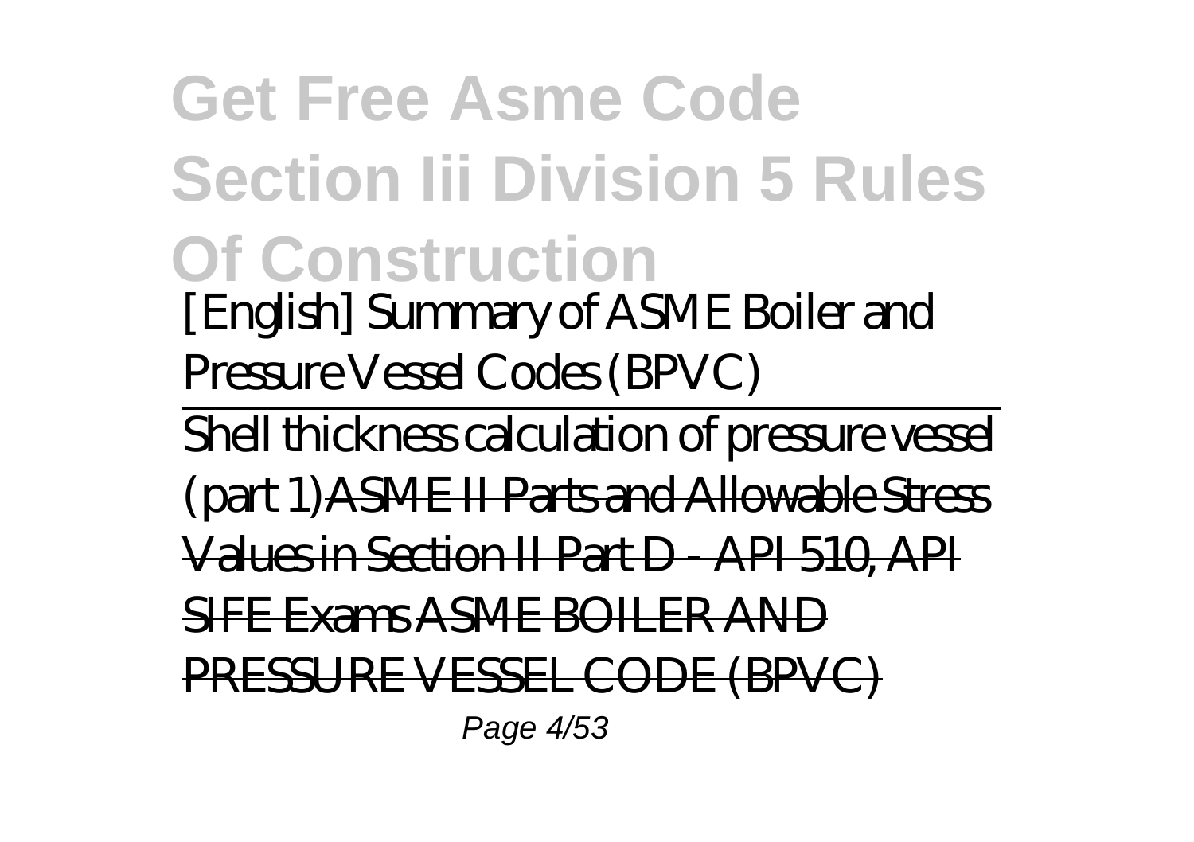# Get Free Asme Code Section Iii Division 5 Rules Of Construction

*[English] Summary of ASME Boiler and Pressure Vessel Codes (BPVC)*

Shell thickness calculation of pressure vessel (part 1)~~ASME II Parts and Allowable Stress Values in Section II Part D - API 510, API SIFE Exams ASME BOILER AND PRESSURE VESSEL CODE (BPVC)~~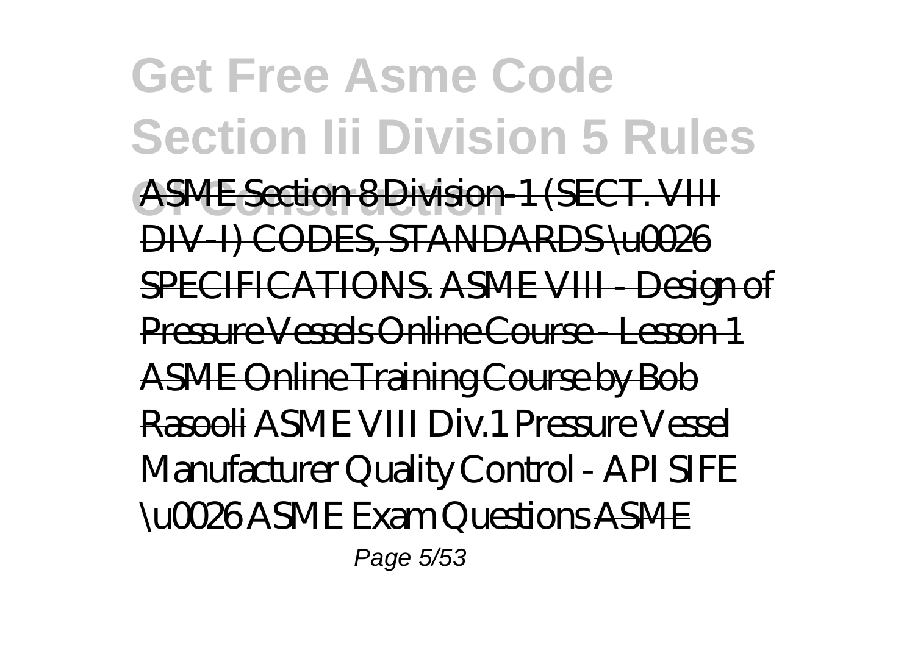ASME Section 8 Division-1 (SECT. VIII DIV-I) CODES, STANDARDS \u0026 SPECIFICATIONS. ASME VIII - Design of Pressure Vessels Online Course - Lesson 1 ASME Online Training Course by Bob Rasooli *ASME VIII Div.1 Pressure Vessel Manufacturer Quality Control - API SIFE \u0026 ASME Exam Questions* ASME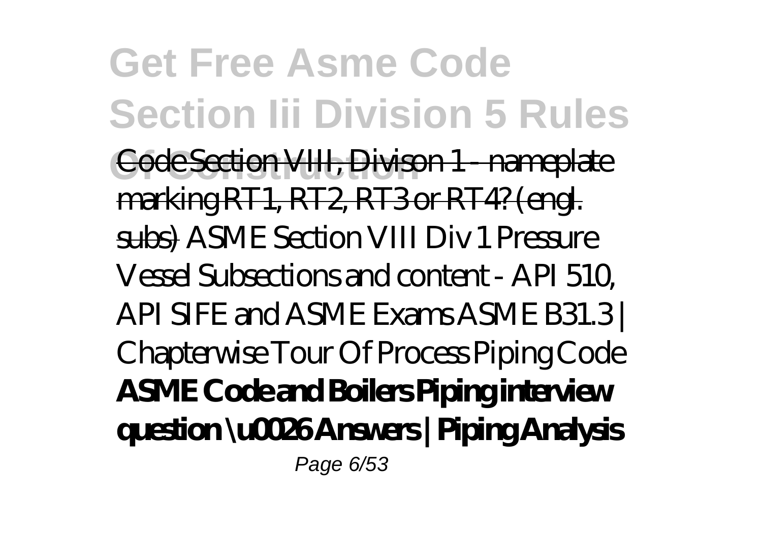Code Section VIII, Divison 1 - nameplate marking RT1, RT2, RT3 or RT4? (engl. subs) *ASME Section VIII Div 1 Pressure Vessel Subsections and content - API 510, API SIFE and ASME Exams ASME B31.3 | Chapterwise Tour Of Process Piping Code* **ASME Code and Boilers Piping interview question \u0026 Answers | Piping Analysis**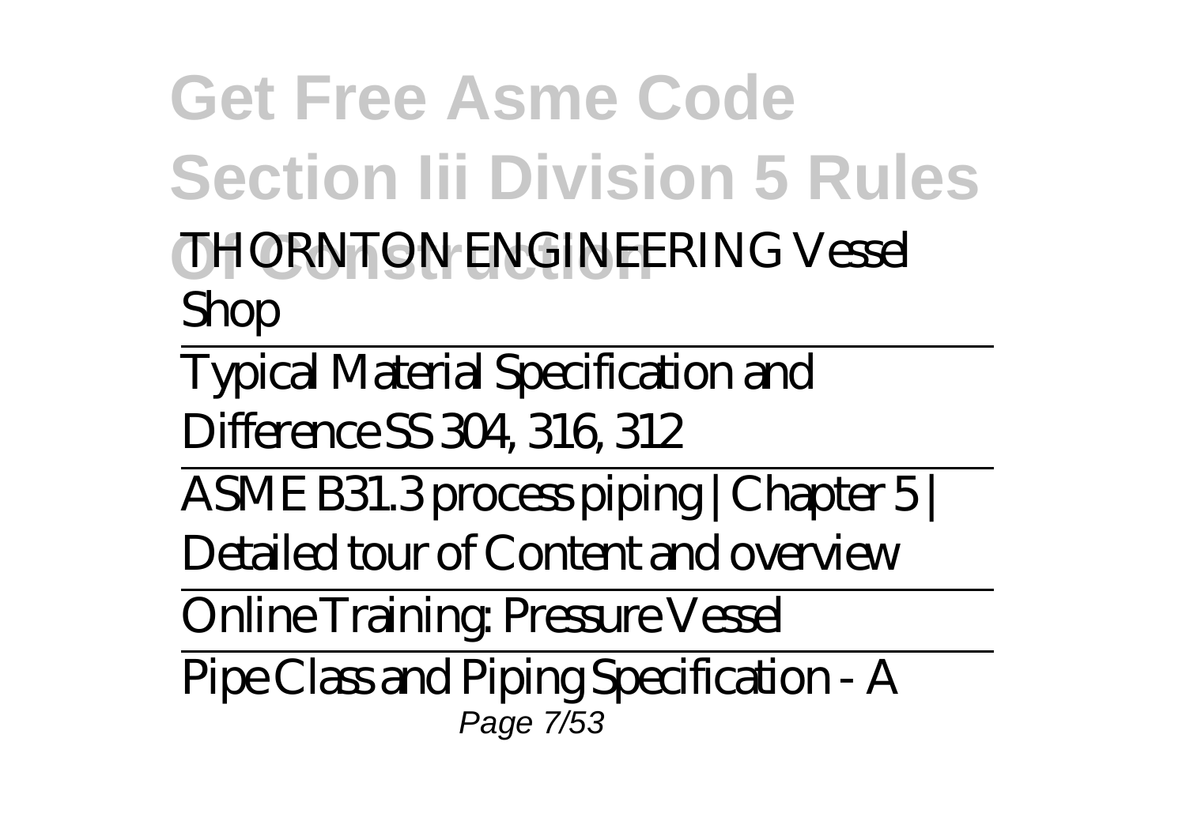THORNTON ENGINEERING Vessel Shop

Typical Material Specification and Difference SS 304, 316, 312

ASME B31.3 process piping | Chapter 5 | Detailed tour of Content and overview

Online Training: Pressure Vessel

Pipe Class and Piping Specification - A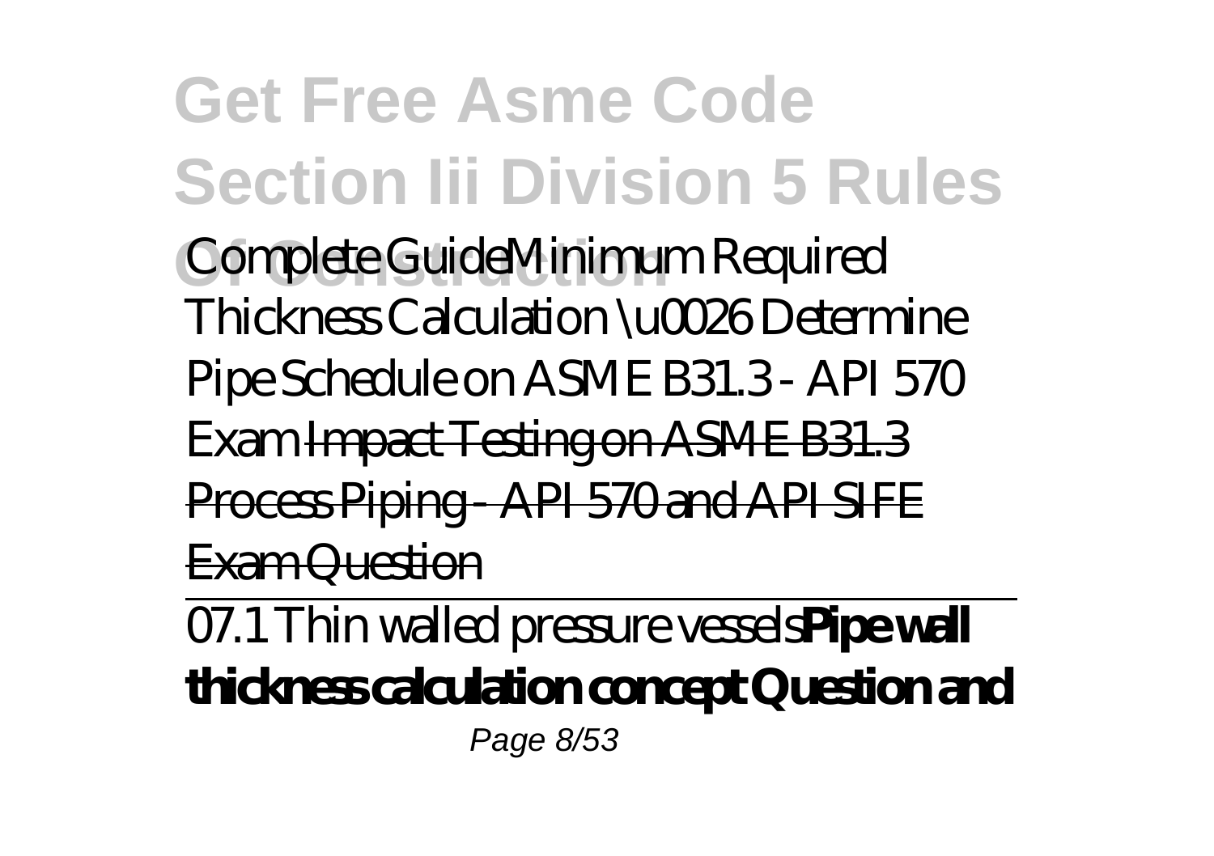# Get Free Asme Code Section Iii Division 5 Rules Of Construction

*Complete GuideMinimum Required Thickness Calculation \u0026 Determine Pipe Schedule on ASME B31.3 - API 570 Exam* ~~Impact Testing on ASME B31.3 Process Piping - API 570 and API SIFE Exam Question~~

07.1 Thin walled pressure vessels**Pipe wall thickness calculation concept Question and**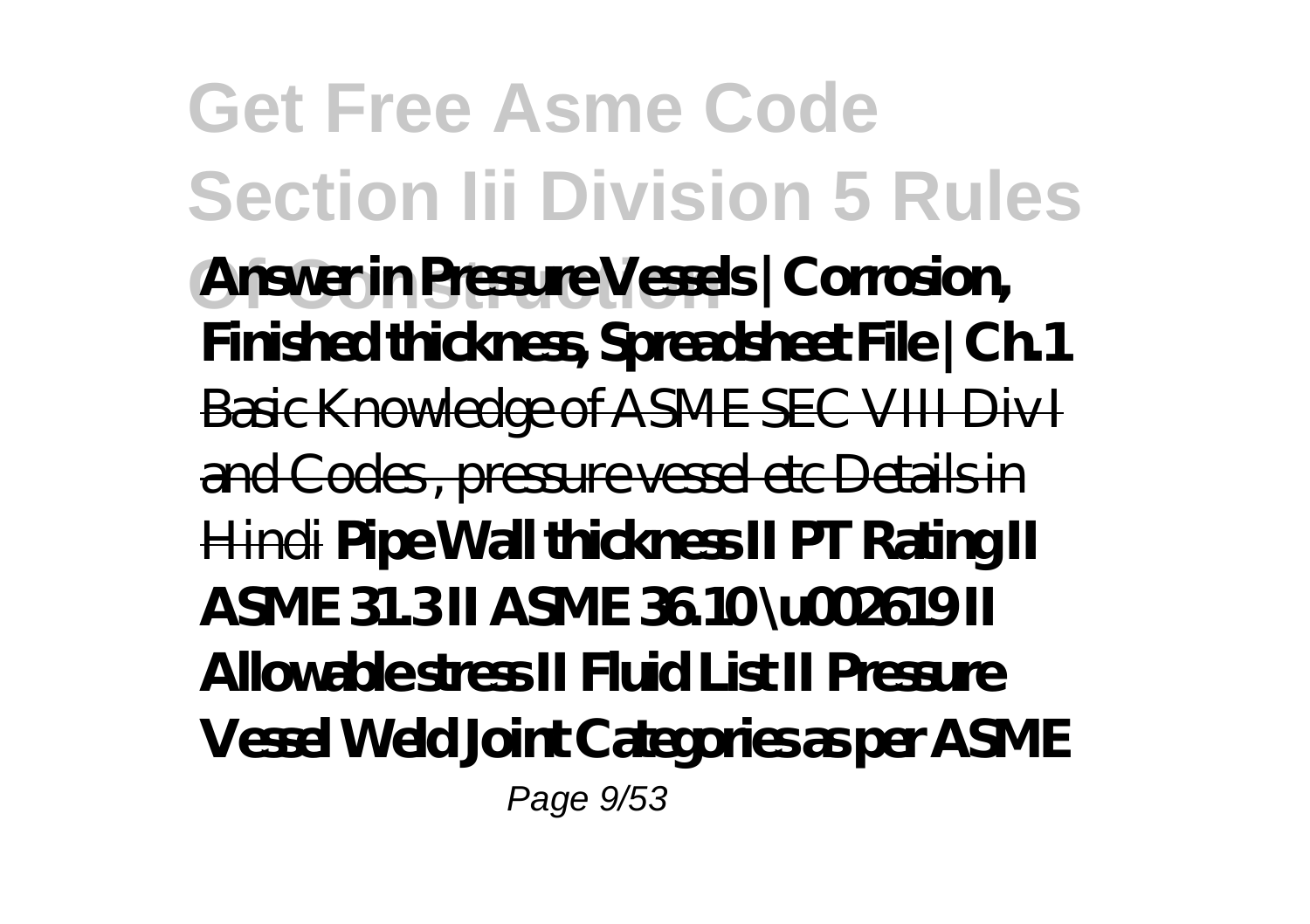**Answer in Pressure Vessels | Corrosion, Finished thickness, Spreadsheet File | Ch.1** ~~Basic Knowledge of ASME SEC VIII Div I and Codes , pressure vessel etc Details in Hindi~~ **Pipe Wall thickness II PT Rating II ASME 31.3 II ASME 36.10 \u002619 II Allowable stress II Fluid List II Pressure Vessel Weld Joint Categories as per ASME**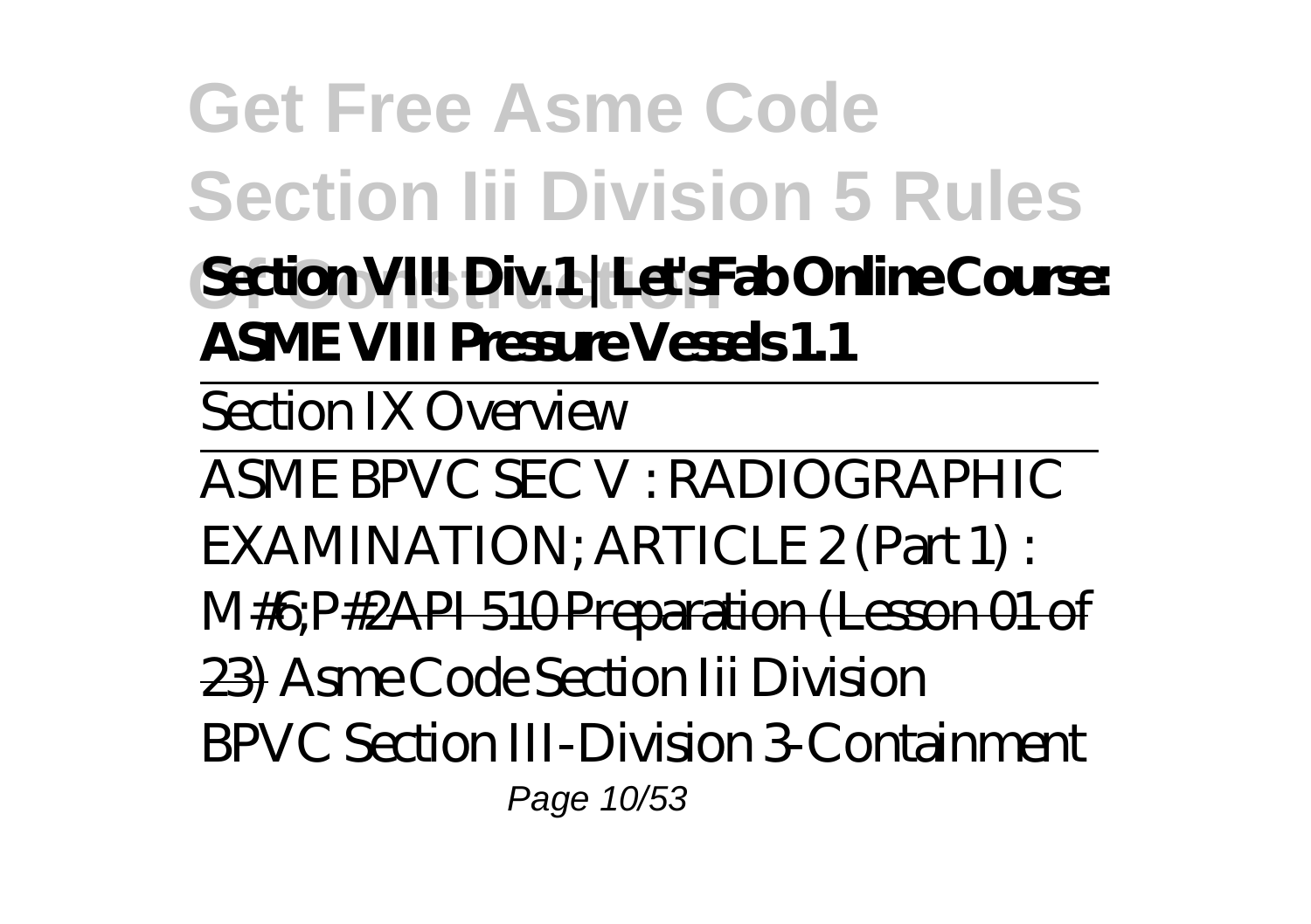**Section VIII Div.1 | Let'sFab Online Course: ASME VIII Pressure Vessels 1.1**

Section IX Overview

ASME BPVC SEC V : RADIOGRAPHIC EXAMINATION; ARTICLE 2 (Part 1) : M#6;P#2API 510 Preparation (Lesson 01 of 23) *Asme Code Section Iii Division*

BPVC Section III-Division 3-Containment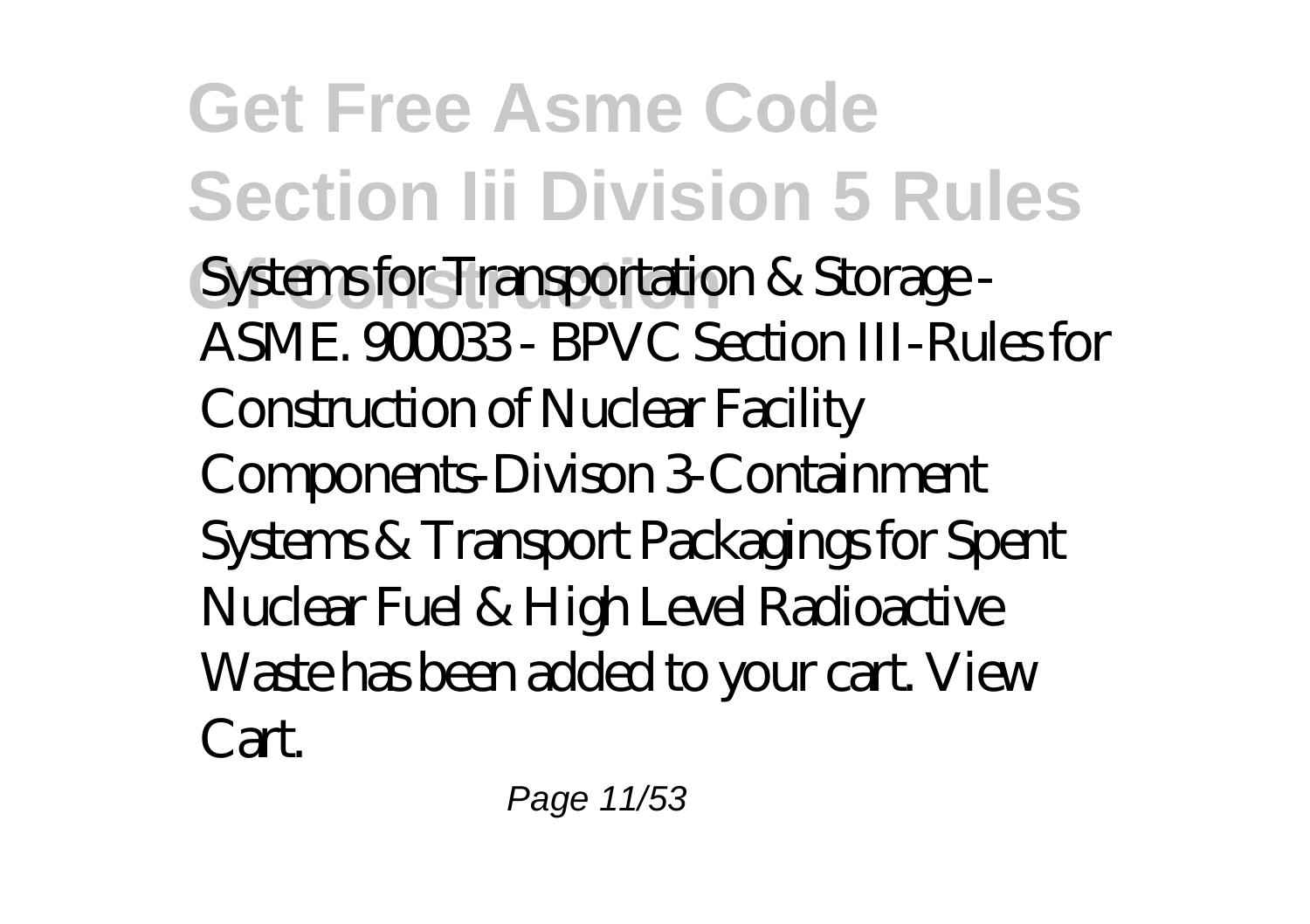Systems for Transportation & Storage - ASME. 900033 - BPVC Section III-Rules for Construction of Nuclear Facility Components-Divison 3-Containment Systems & Transport Packagings for Spent Nuclear Fuel & High Level Radioactive Waste has been added to your cart. View Cart.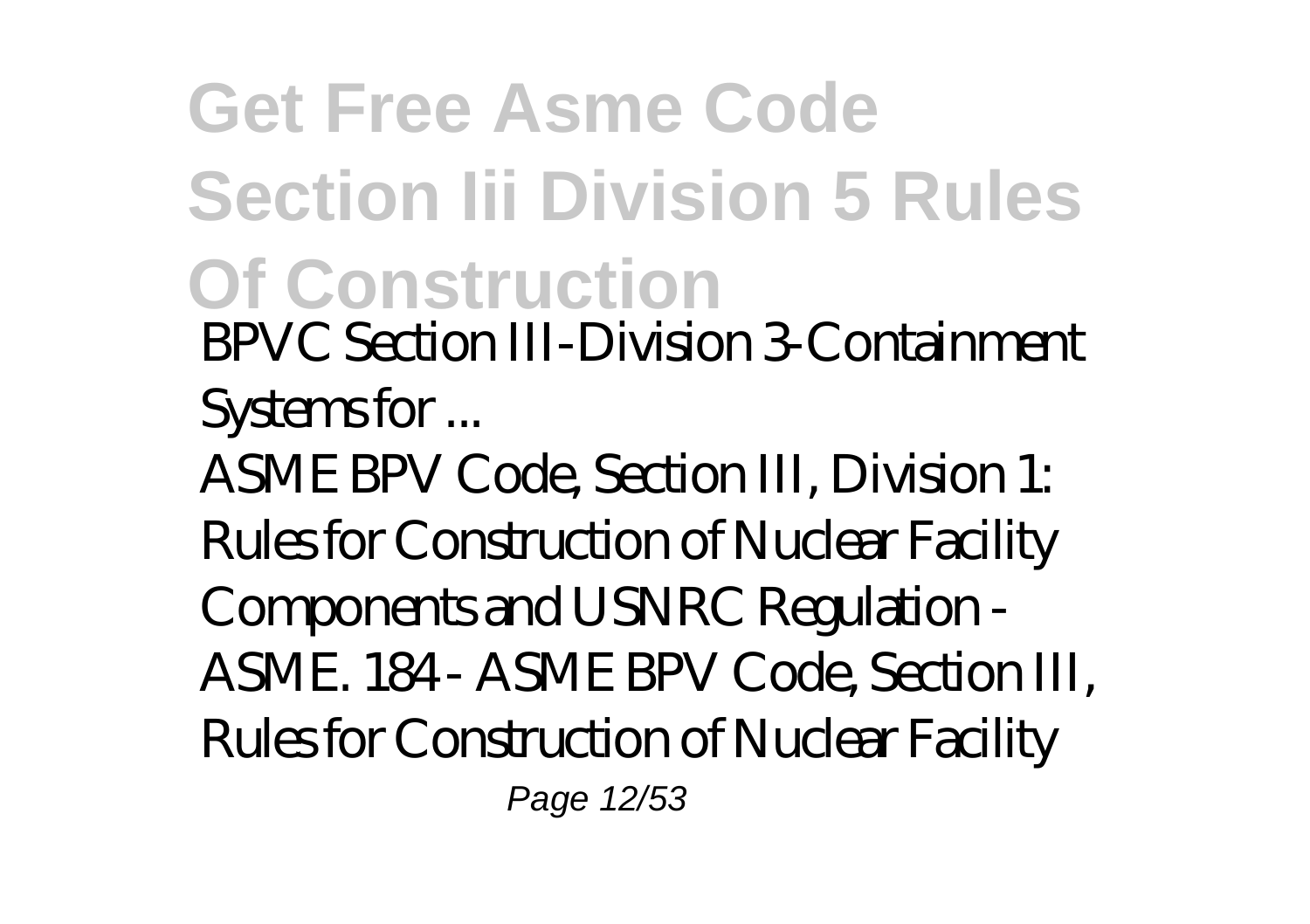# Get Free Asme Code Section Iii Division 5 Rules Of Construction

*BPVC Section III-Division 3-Containment Systems for ...*

ASME BPV Code, Section III, Division 1: Rules for Construction of Nuclear Facility Components and USNRC Regulation - ASME. 184 - ASME BPV Code, Section III, Rules for Construction of Nuclear Facility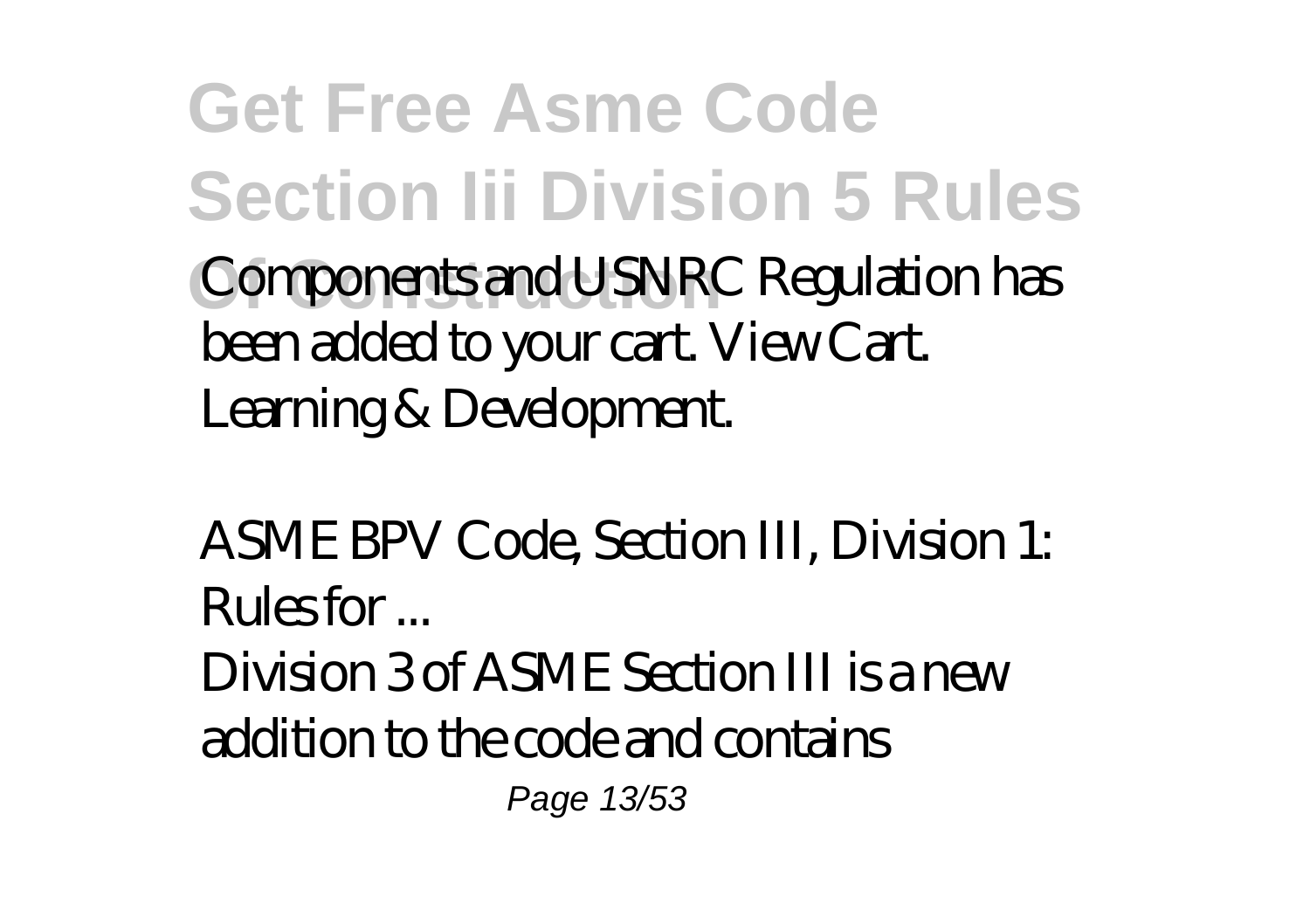Components and USNRC Regulation has been added to your cart. View Cart. Learning & Development.

*ASME BPV Code, Section III, Division 1: Rules for ...*

Division 3 of ASME Section III is a new addition to the code and contains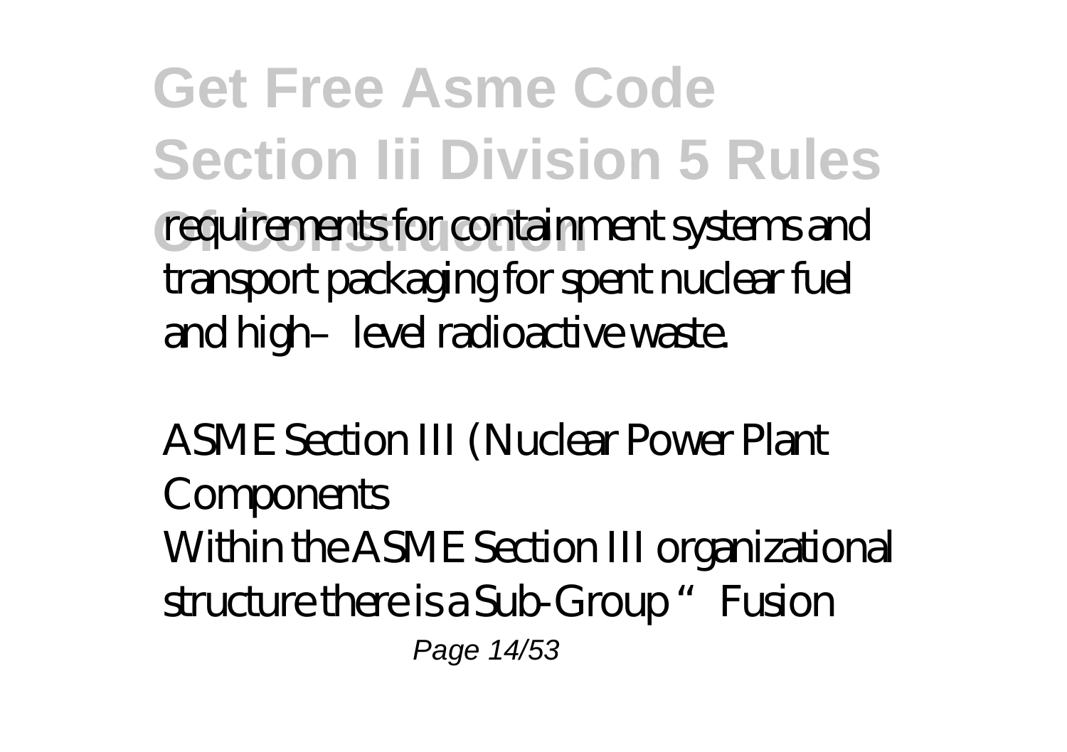requirements for containment systems and transport packaging for spent nuclear fuel and high–level radioactive waste.

*ASME Section III (Nuclear Power Plant Components*

Within the ASME Section III organizational structure there is a Sub-Group " Fusion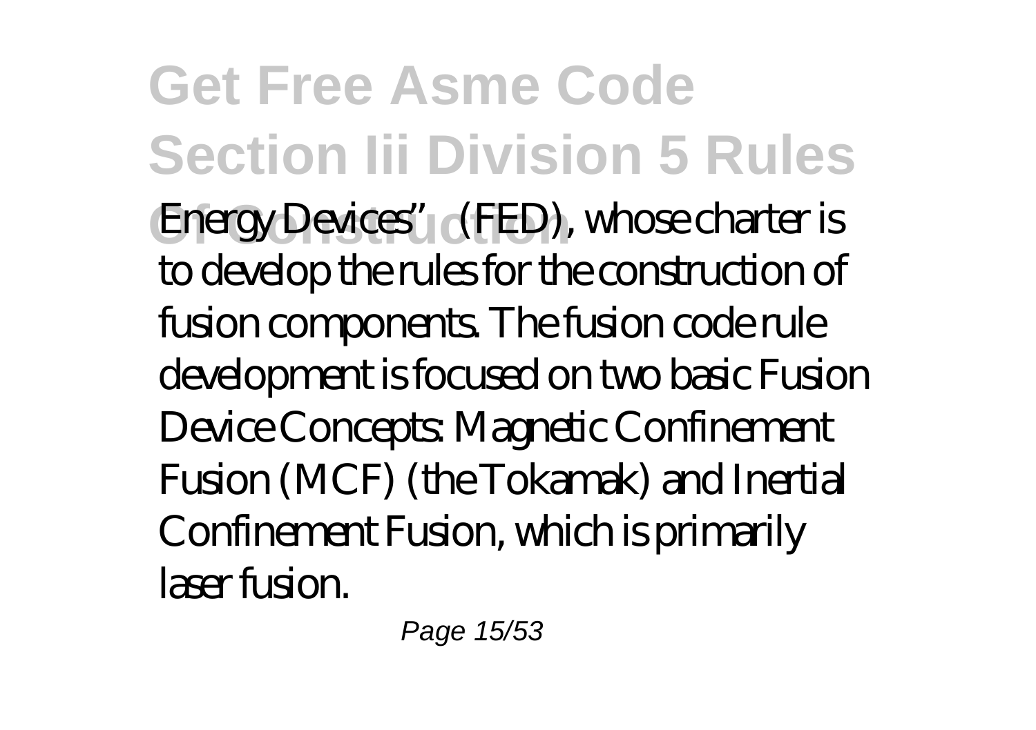Energy Devices" (FED), whose charter is to develop the rules for the construction of fusion components. The fusion code rule development is focused on two basic Fusion Device Concepts: Magnetic Confinement Fusion (MCF) (the Tokamak) and Inertial Confinement Fusion, which is primarily laser fusion.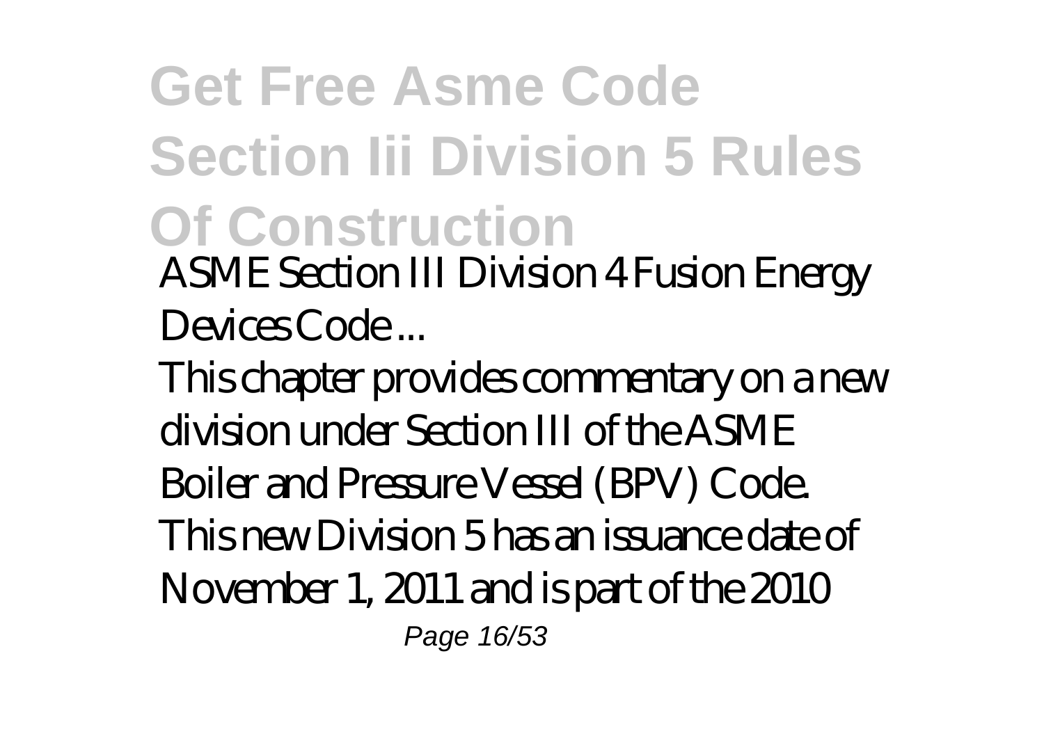# Get Free Asme Code Section Iii Division 5 Rules Of Construction

*ASME Section III Division 4 Fusion Energy Devices Code ...*

This chapter provides commentary on a new division under Section III of the ASME Boiler and Pressure Vessel (BPV) Code. This new Division 5 has an issuance date of November 1, 2011 and is part of the 2010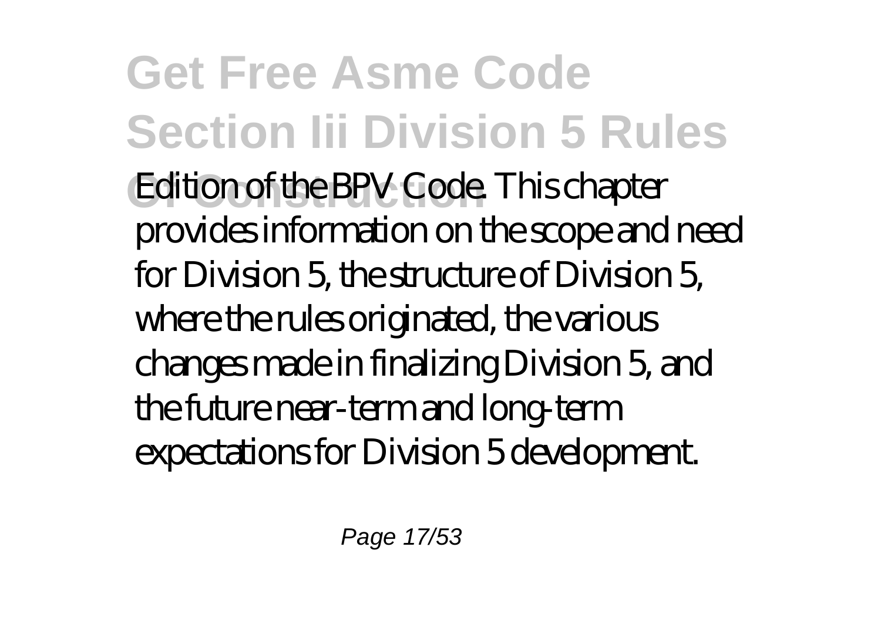Edition of the BPV Code. This chapter provides information on the scope and need for Division 5, the structure of Division 5, where the rules originated, the various changes made in finalizing Division 5, and the future near-term and long-term expectations for Division 5 development.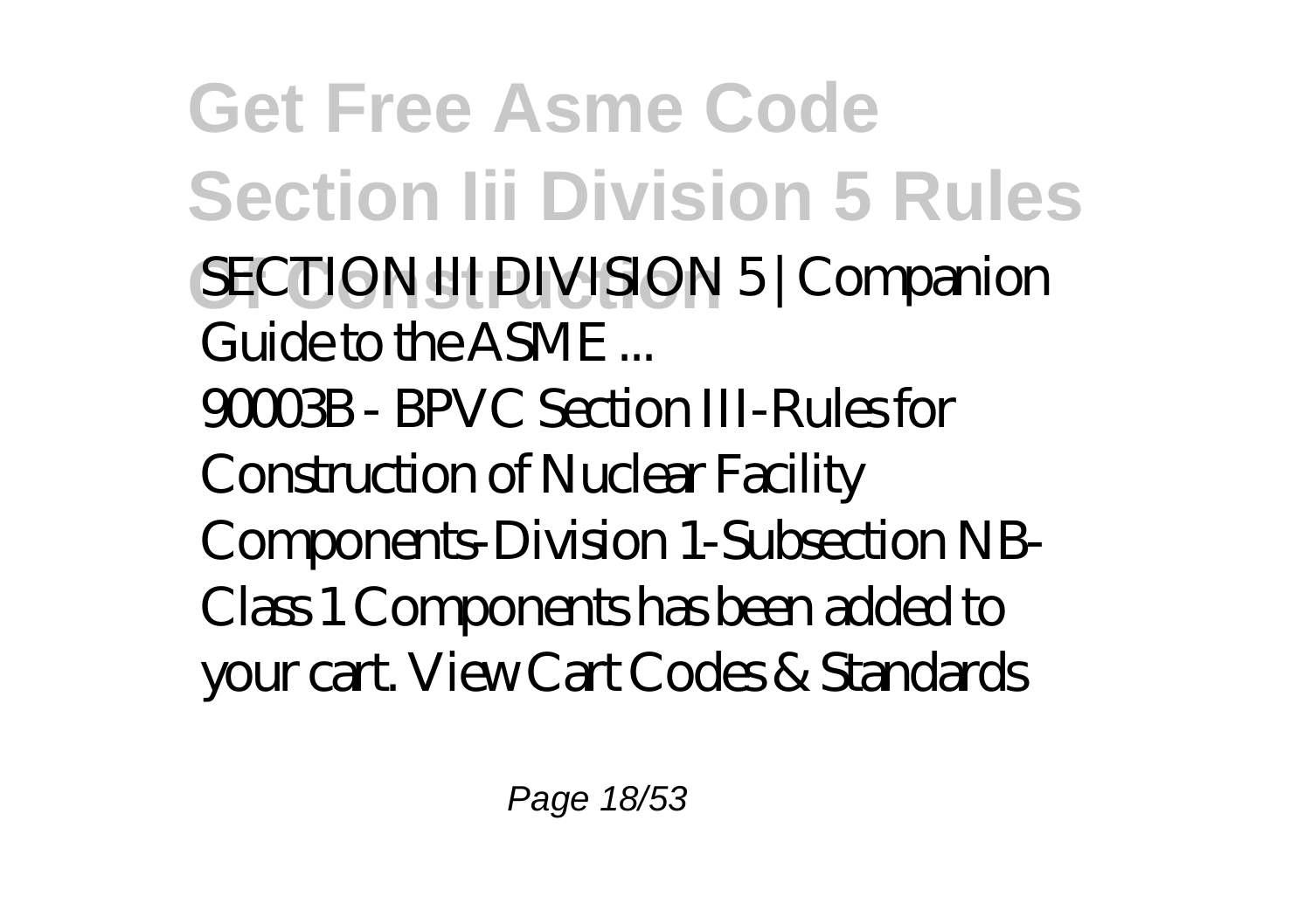SECTION III DIVISION 5 | Companion Guide to the ASME ...

90003B - BPVC Section III-Rules for Construction of Nuclear Facility Components-Division 1-Subsection NB-Class 1 Components has been added to your cart. View Cart Codes & Standards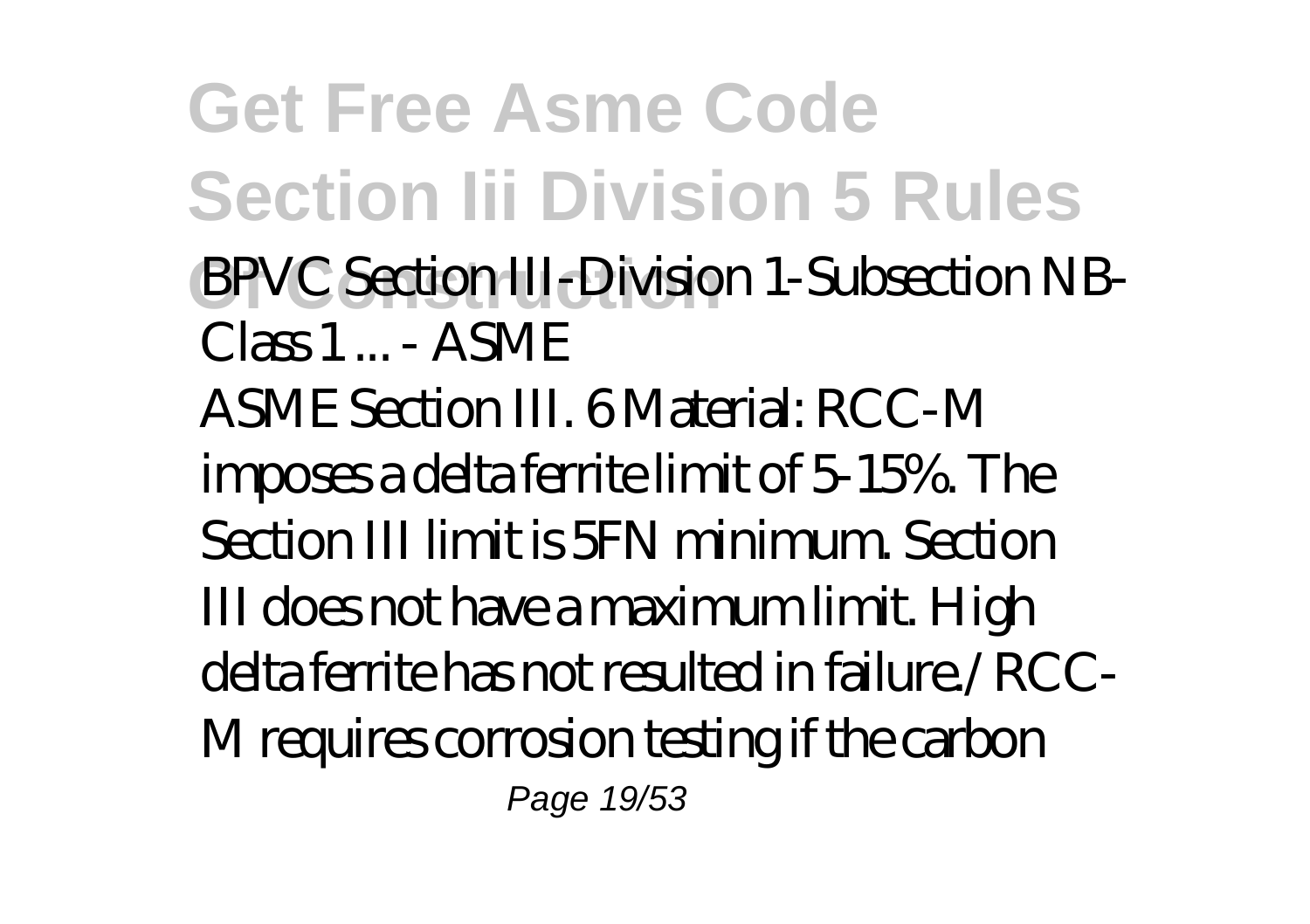BPVC Section III-Division 1-Subsection NB-Class 1 ... - ASME

ASME Section III. 6 Material: RCC-M imposes a delta ferrite limit of 5-15%. The Section III limit is 5FN minimum. Section III does not have a maximum limit. High delta ferrite has not resulted in failure./ RCC-M requires corrosion testing if the carbon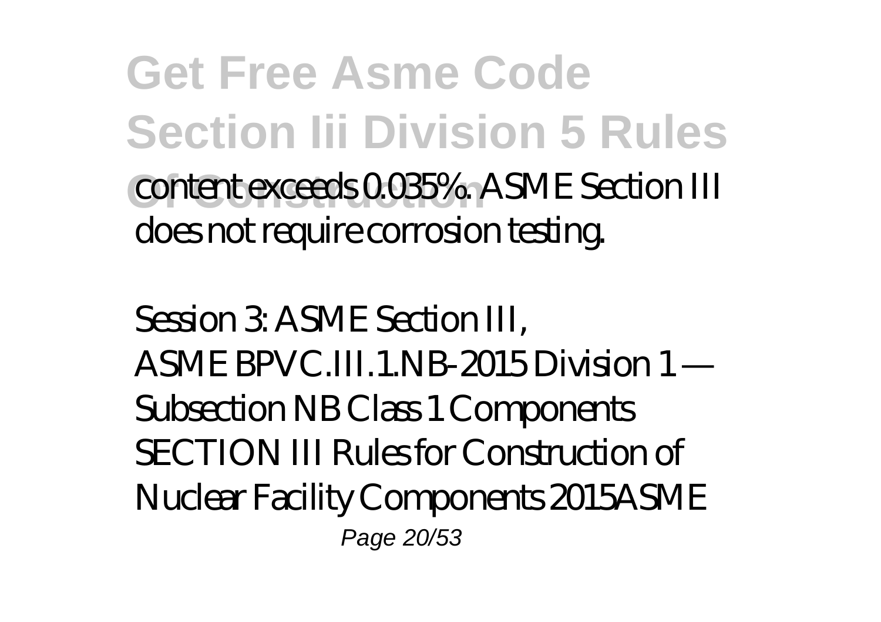content exceeds 0.035%. ASME Section III does not require corrosion testing.

Session 3: ASME Section III,
ASME BPVC.III.1.NB-2015 Division 1 — Subsection NB Class 1 Components SECTION III Rules for Construction of Nuclear Facility Components 2015ASME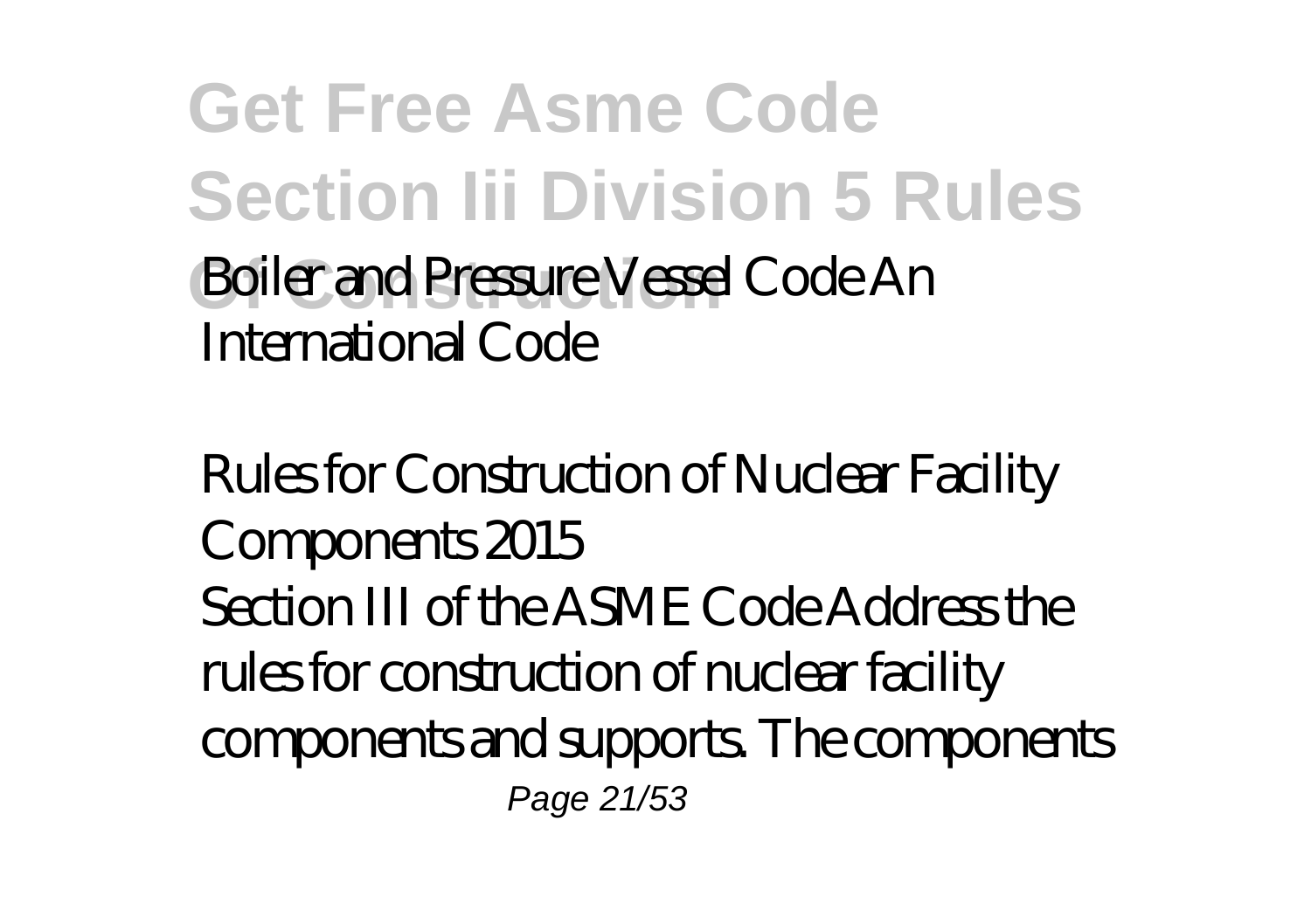Boiler and Pressure Vessel Code An International Code

*Rules for Construction of Nuclear Facility Components 2015*

Section III of the ASME Code Address the rules for construction of nuclear facility components and supports. The components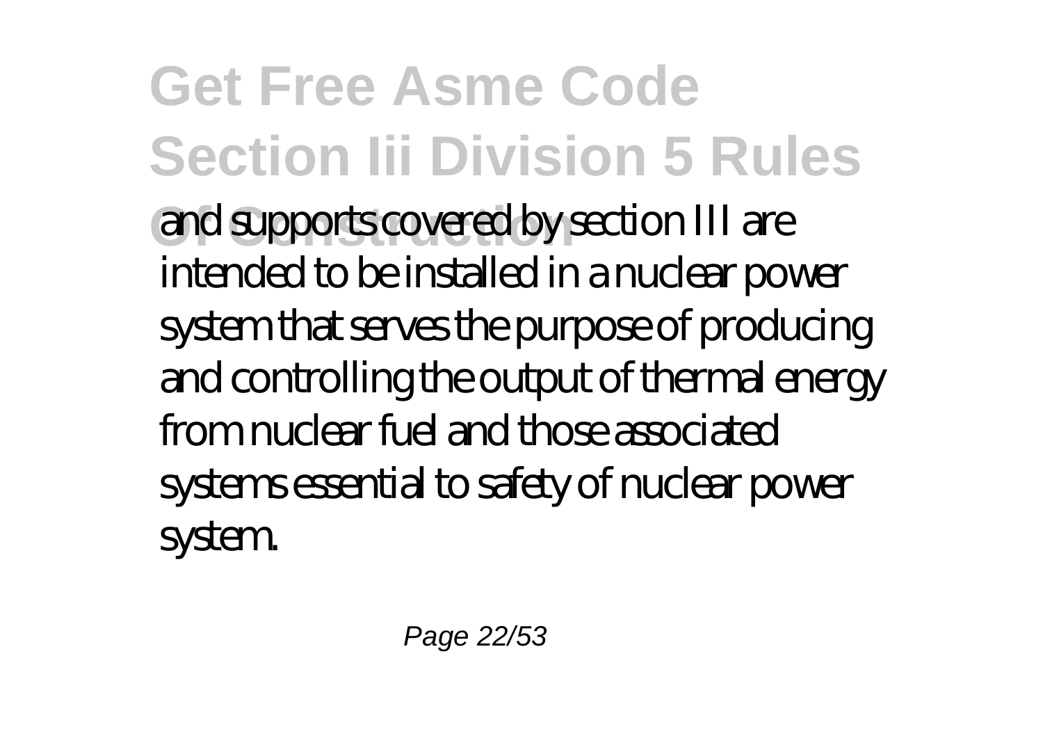and supports covered by section III are intended to be installed in a nuclear power system that serves the purpose of producing and controlling the output of thermal energy from nuclear fuel and those associated systems essential to safety of nuclear power system.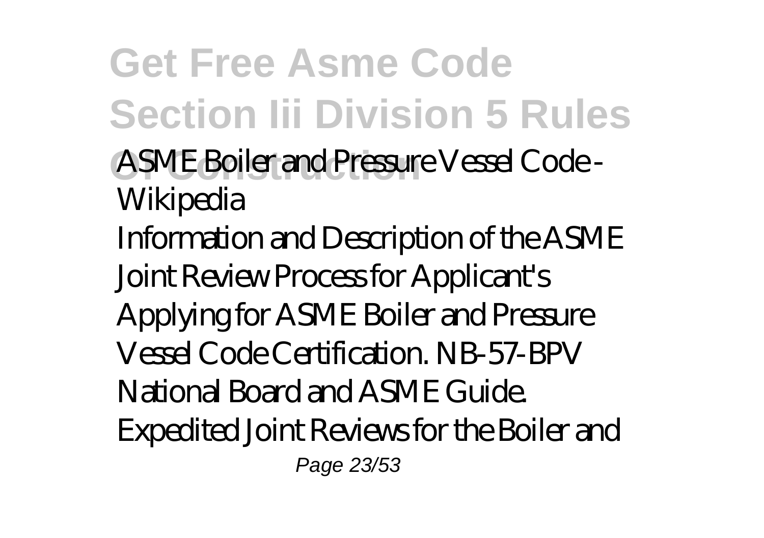ASME Boiler and Pressure Vessel Code - Wikipedia

Information and Description of the ASME Joint Review Process for Applicant's Applying for ASME Boiler and Pressure Vessel Code Certification. NB-57-BPV National Board and ASME Guide. Expedited Joint Reviews for the Boiler and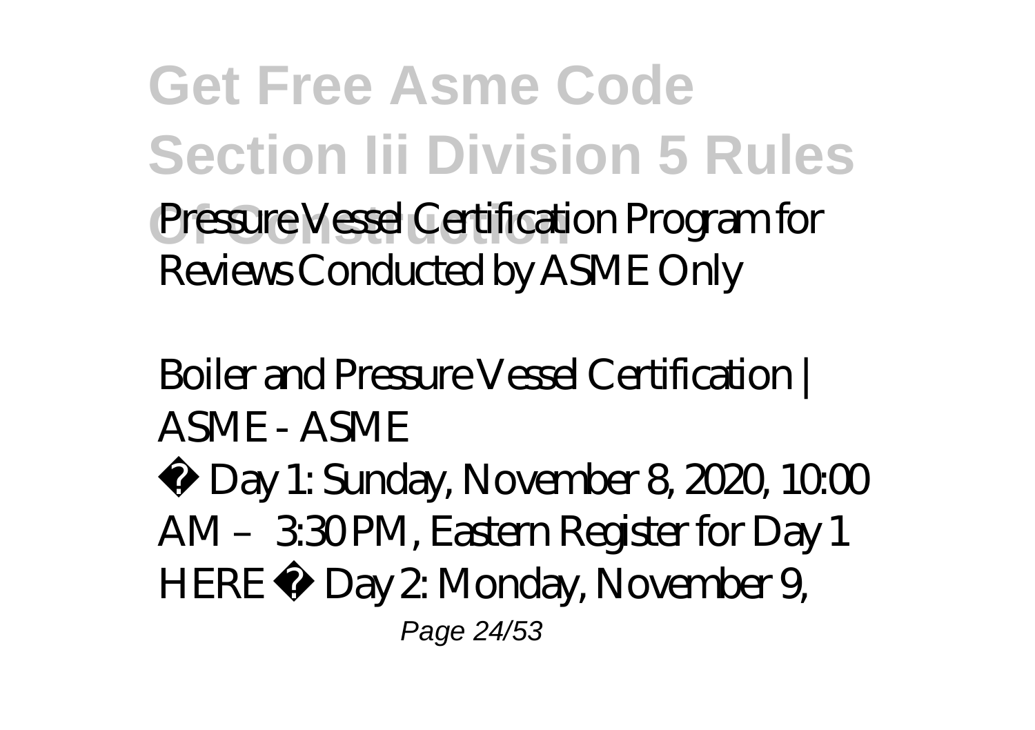Pressure Vessel Certification Program for Reviews Conducted by ASME Only

Boiler and Pressure Vessel Certification | ASME - ASME

• Day 1: Sunday, November 8, 2020, 10:00 AM – 3:30 PM, Eastern Register for Day 1 HERE • Day 2: Monday, November 9,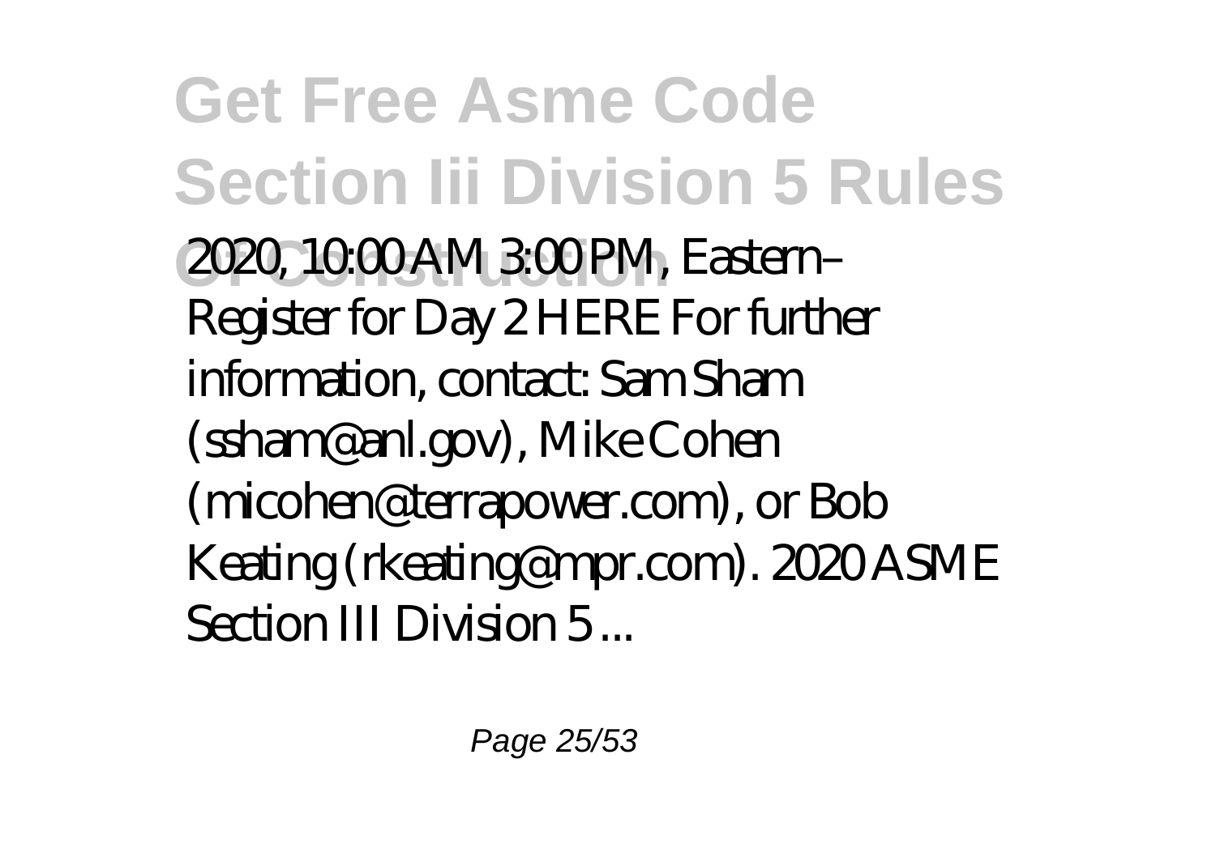2020, 10:00 AM 3:00 PM, Eastern– Register for Day 2 HERE For further information, contact: Sam Sham (ssham@anl.gov), Mike Cohen (micohen@terrapower.com), or Bob Keating (rkeating@mpr.com). 2020 ASME Section III Division 5 ...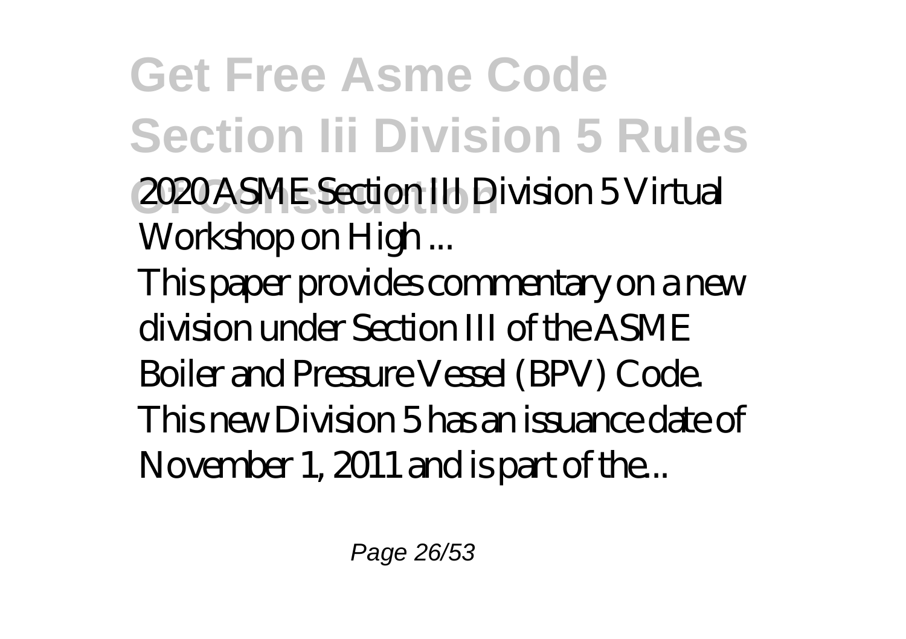2020 ASME Section III Division 5 Virtual Workshop on High ...

This paper provides commentary on a new division under Section III of the ASME Boiler and Pressure Vessel (BPV) Code. This new Division 5 has an issuance date of November 1, 2011 and is part of the...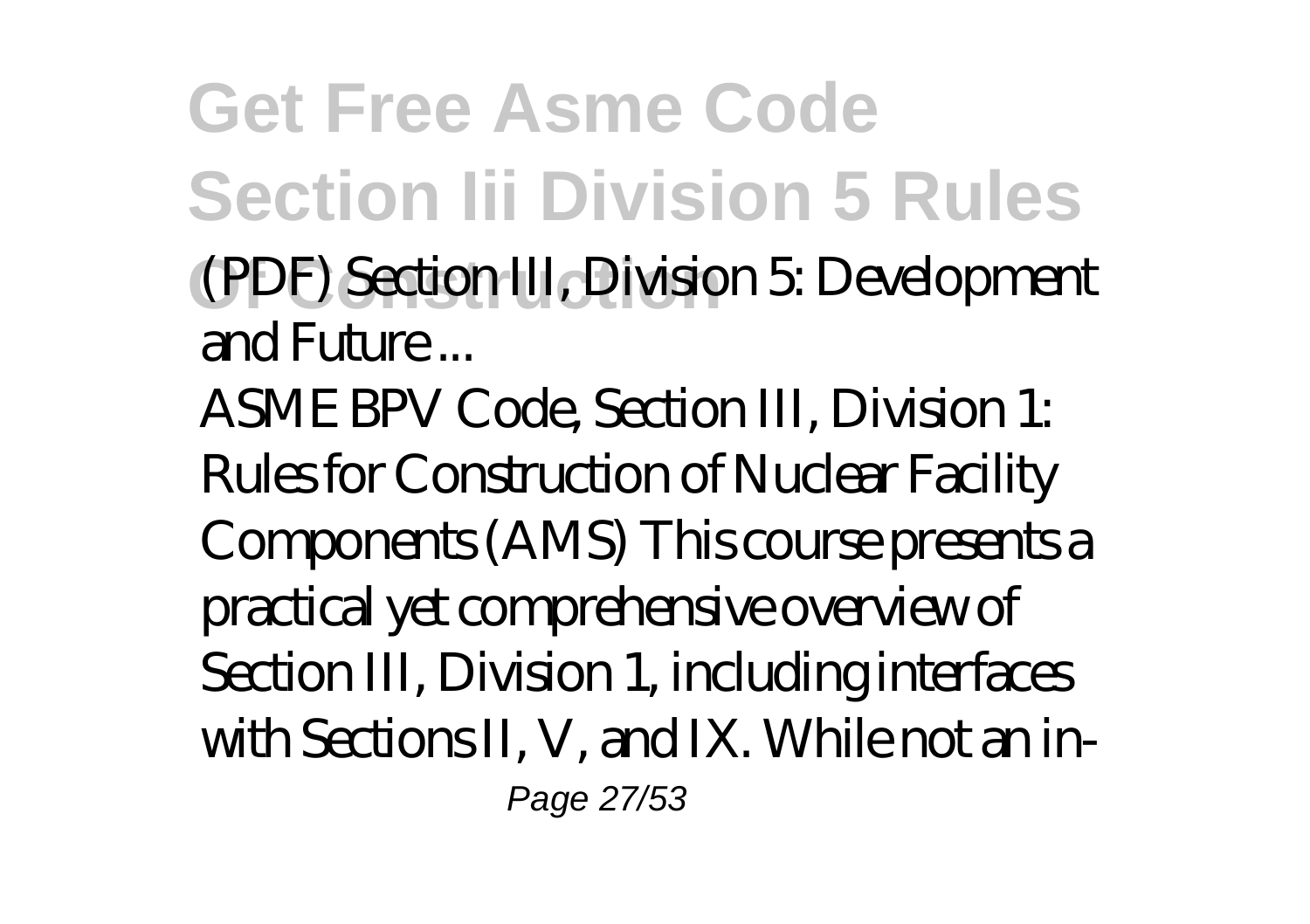(PDF) Section III, Division 5: Development and Future ...

ASME BPV Code, Section III, Division 1: Rules for Construction of Nuclear Facility Components (AMS) This course presents a practical yet comprehensive overview of Section III, Division 1, including interfaces with Sections II, V, and IX. While not an in-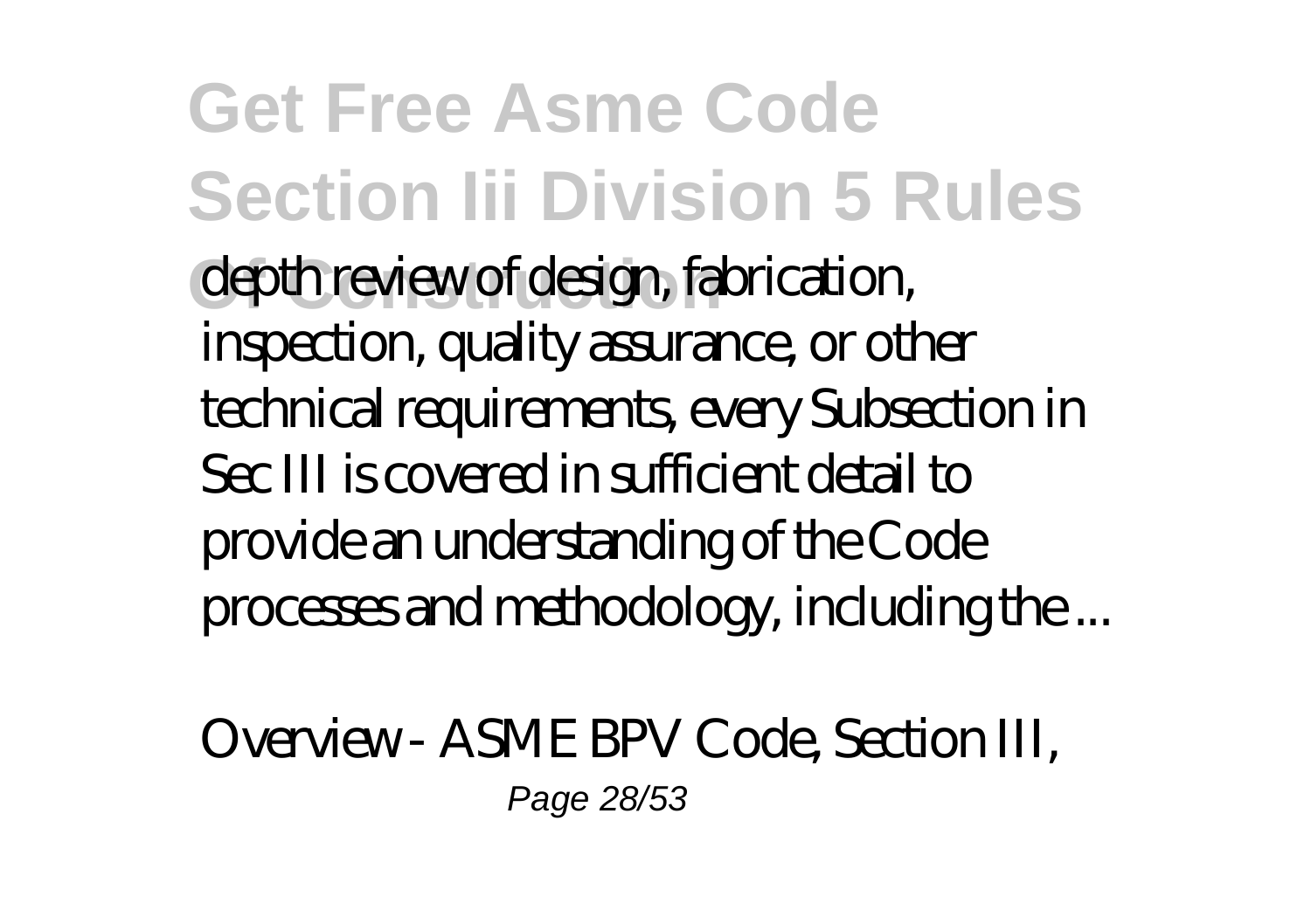depth review of design, fabrication, inspection, quality assurance, or other technical requirements, every Subsection in Sec III is covered in sufficient detail to provide an understanding of the Code processes and methodology, including the ...

*Overview - ASME BPV Code, Section III,*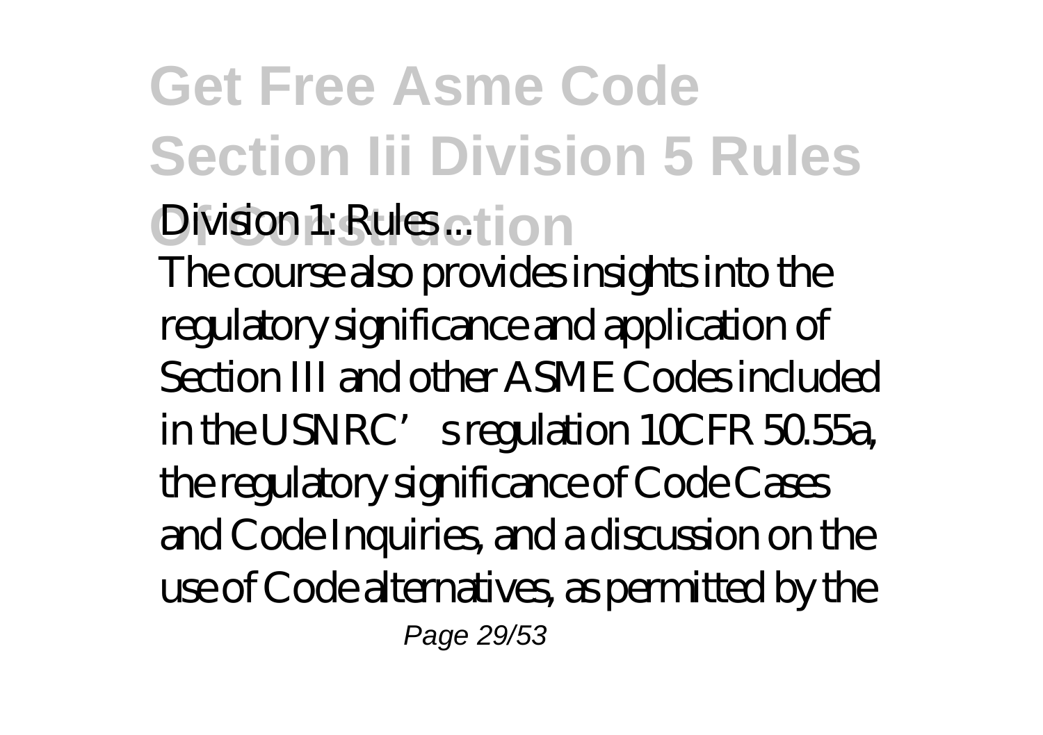Division 1: Rules ...

The course also provides insights into the regulatory significance and application of Section III and other ASME Codes included in the USNRC's regulation 10CFR 50.55a, the regulatory significance of Code Cases and Code Inquiries, and a discussion on the use of Code alternatives, as permitted by the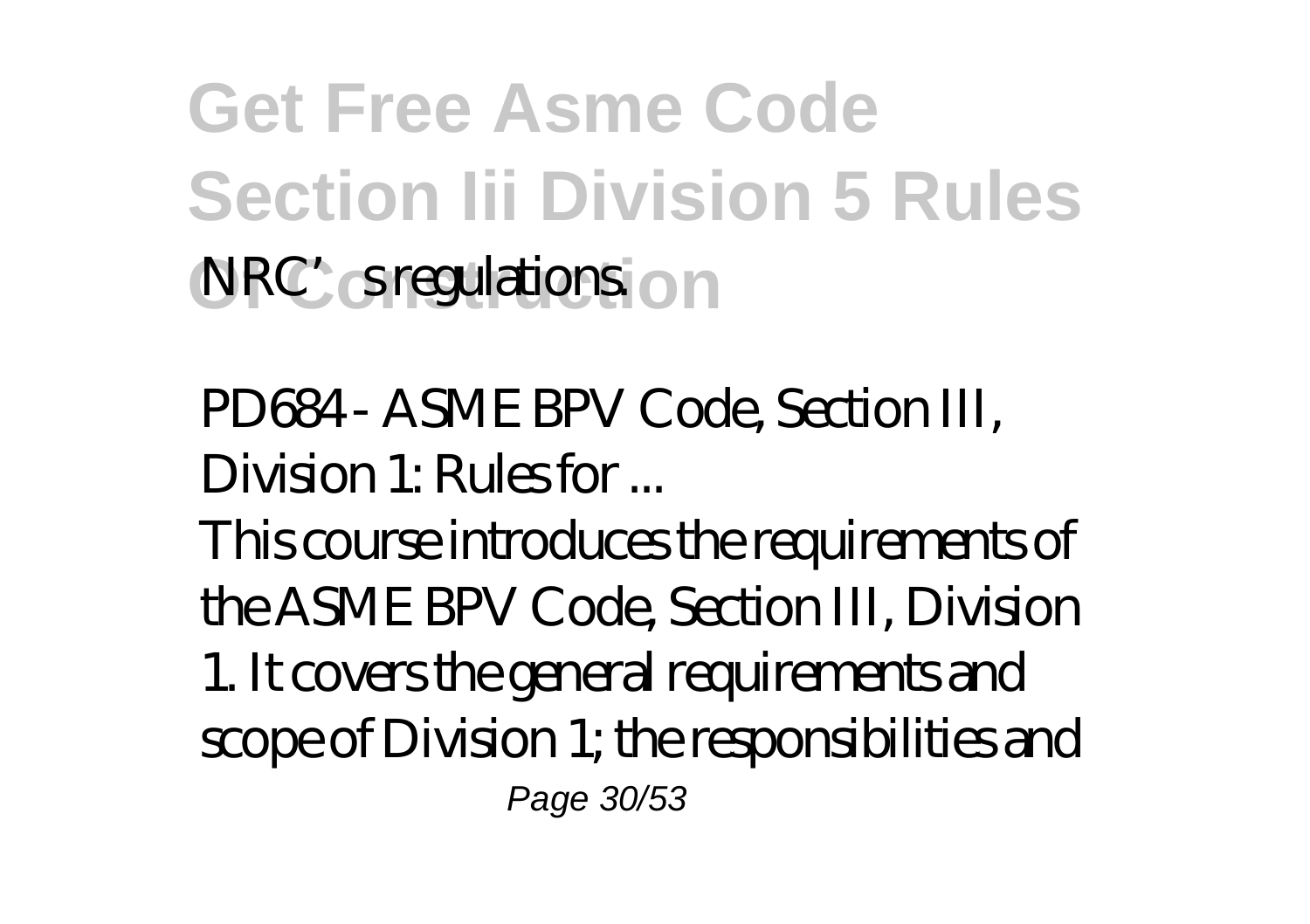NRC's regulations.

PD684 - ASME BPV Code, Section III, Division 1: Rules for ...

This course introduces the requirements of the ASME BPV Code, Section III, Division 1. It covers the general requirements and scope of Division 1; the responsibilities and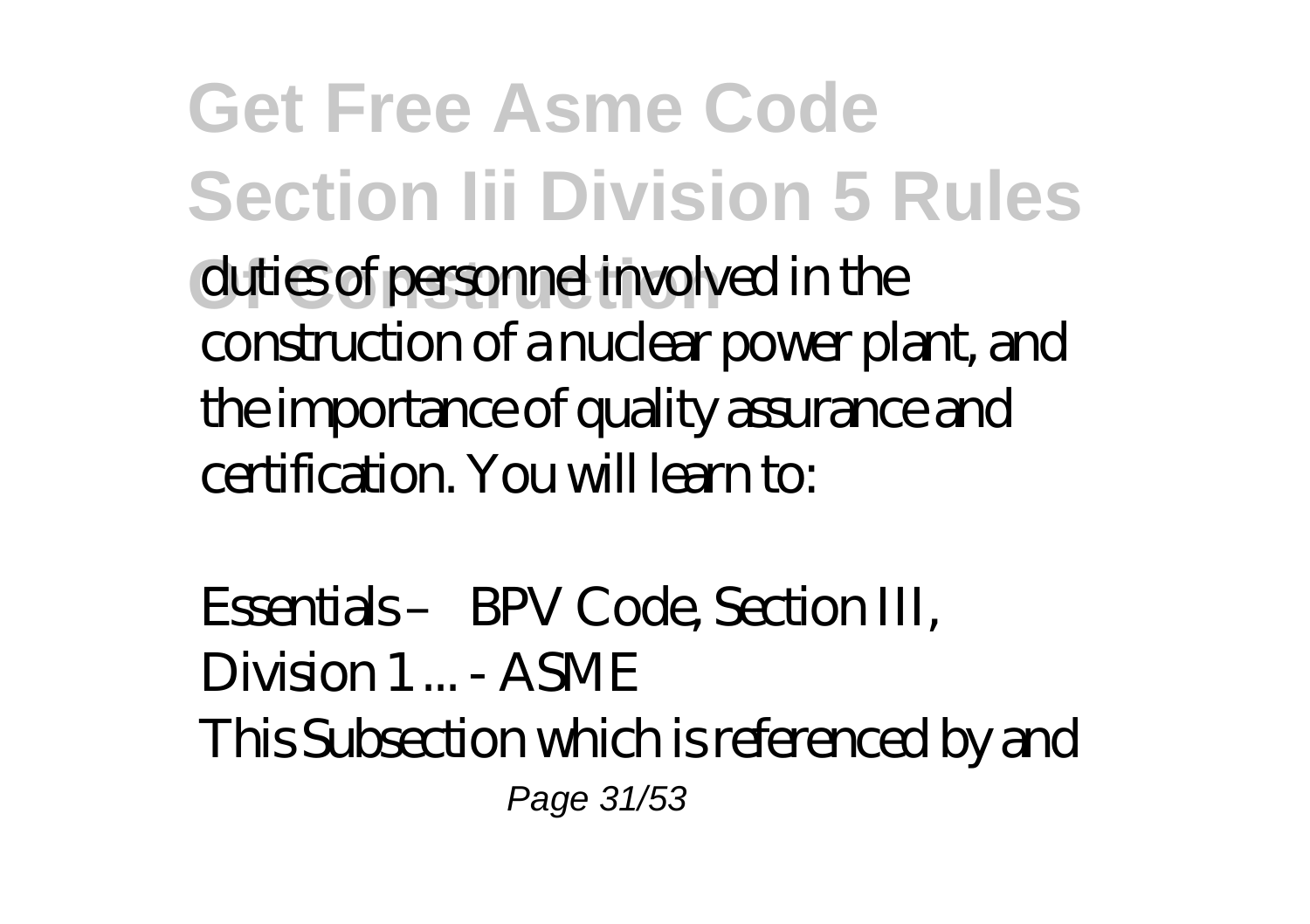duties of personnel involved in the construction of a nuclear power plant, and the importance of quality assurance and certification. You will learn to:

*Essentials – BPV Code, Section III, Division 1 ... - ASME*

This Subsection which is referenced by and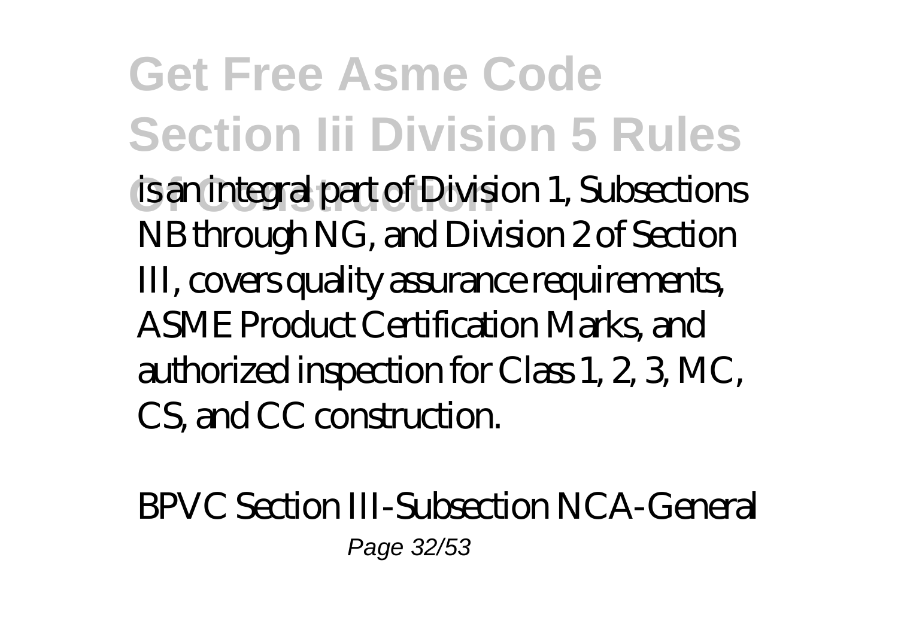is an integral part of Division 1, Subsections NB through NG, and Division 2 of Section III, covers quality assurance requirements, ASME Product Certification Marks, and authorized inspection for Class 1, 2, 3, MC, CS, and CC construction.

BPVC Section III-Subsection NCA-General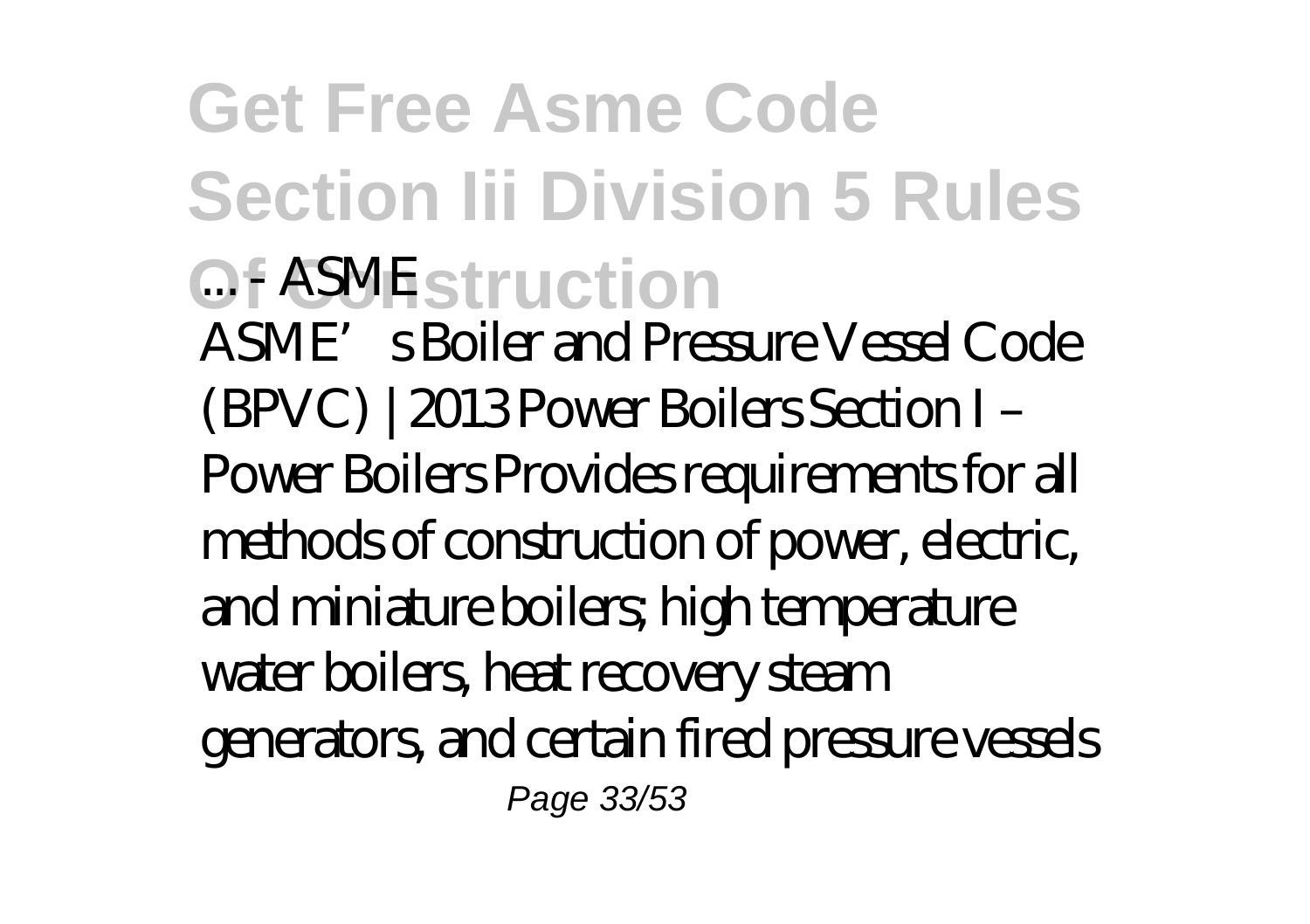... - ASME

ASME's Boiler and Pressure Vessel Code (BPVC) | 2013 Power Boilers Section I – Power Boilers Provides requirements for all methods of construction of power, electric, and miniature boilers; high temperature water boilers, heat recovery steam generators, and certain fired pressure vessels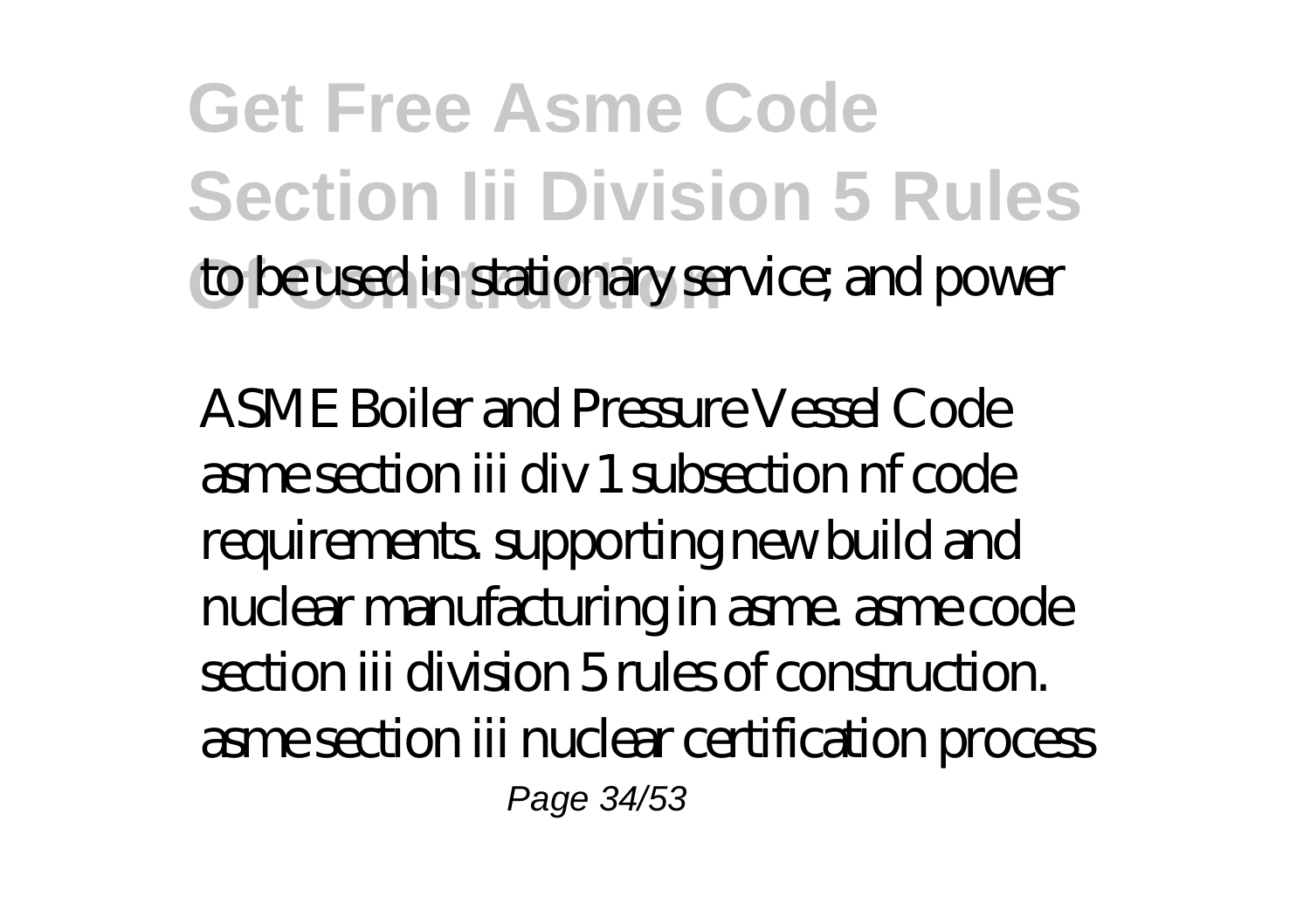to be used in stationary service; and power

ASME Boiler and Pressure Vessel Code asme section iii div 1 subsection nf code requirements. supporting new build and nuclear manufacturing in asme. asme code section iii division 5 rules of construction. asme section iii nuclear certification process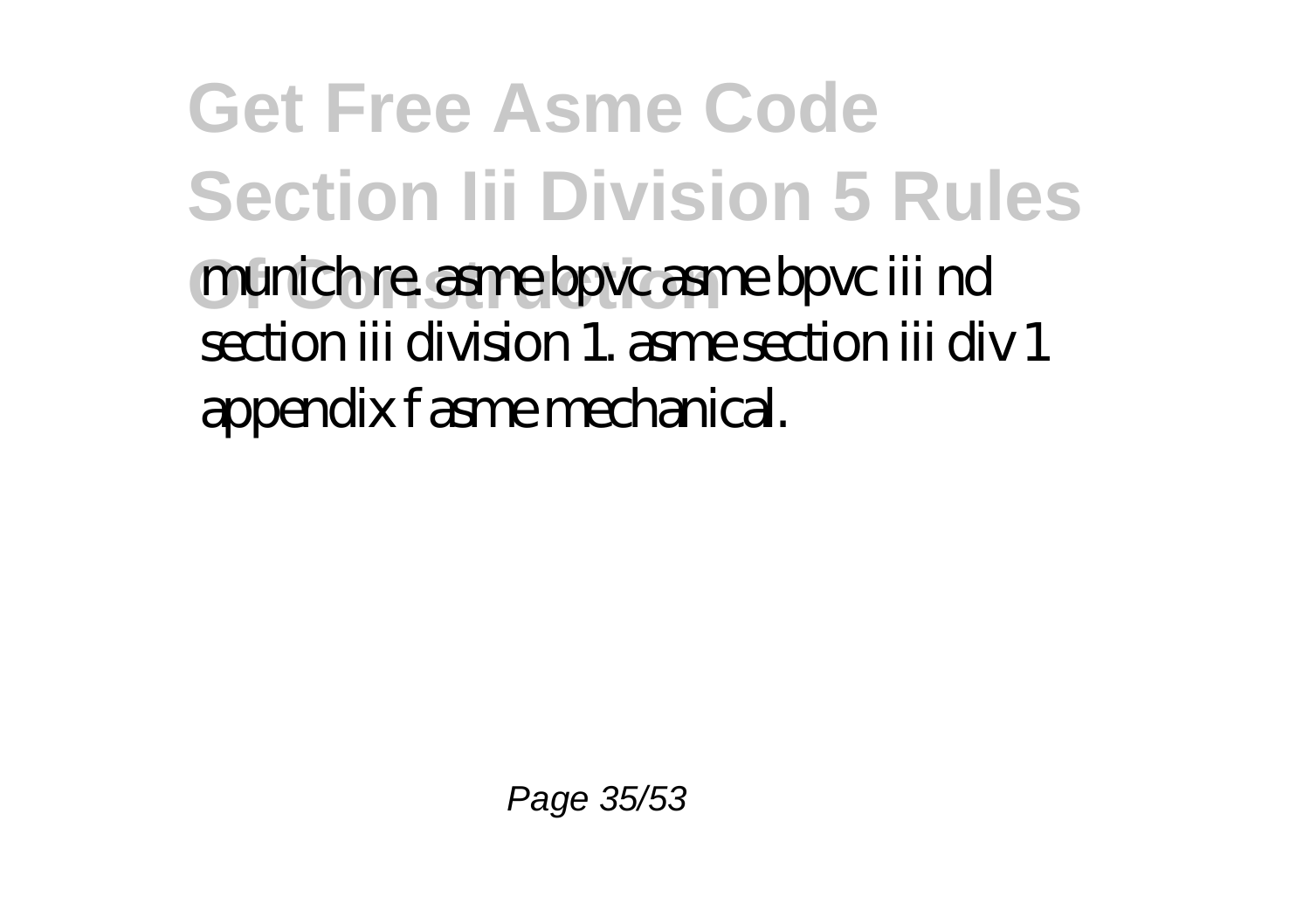munich re. asme bpvc asme bpvc iii nd section iii division 1. asme section iii div 1 appendix f asme mechanical.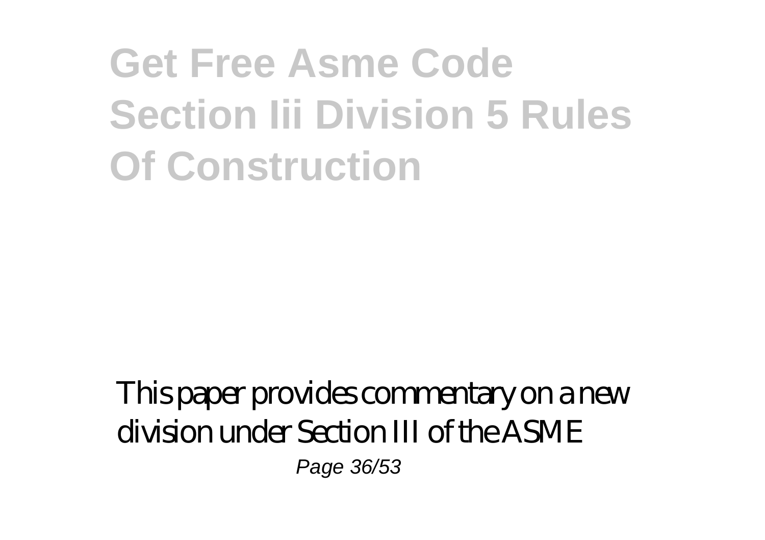# Get Free Asme Code Section Iii Division 5 Rules Of Construction

This paper provides commentary on a new division under Section III of the ASME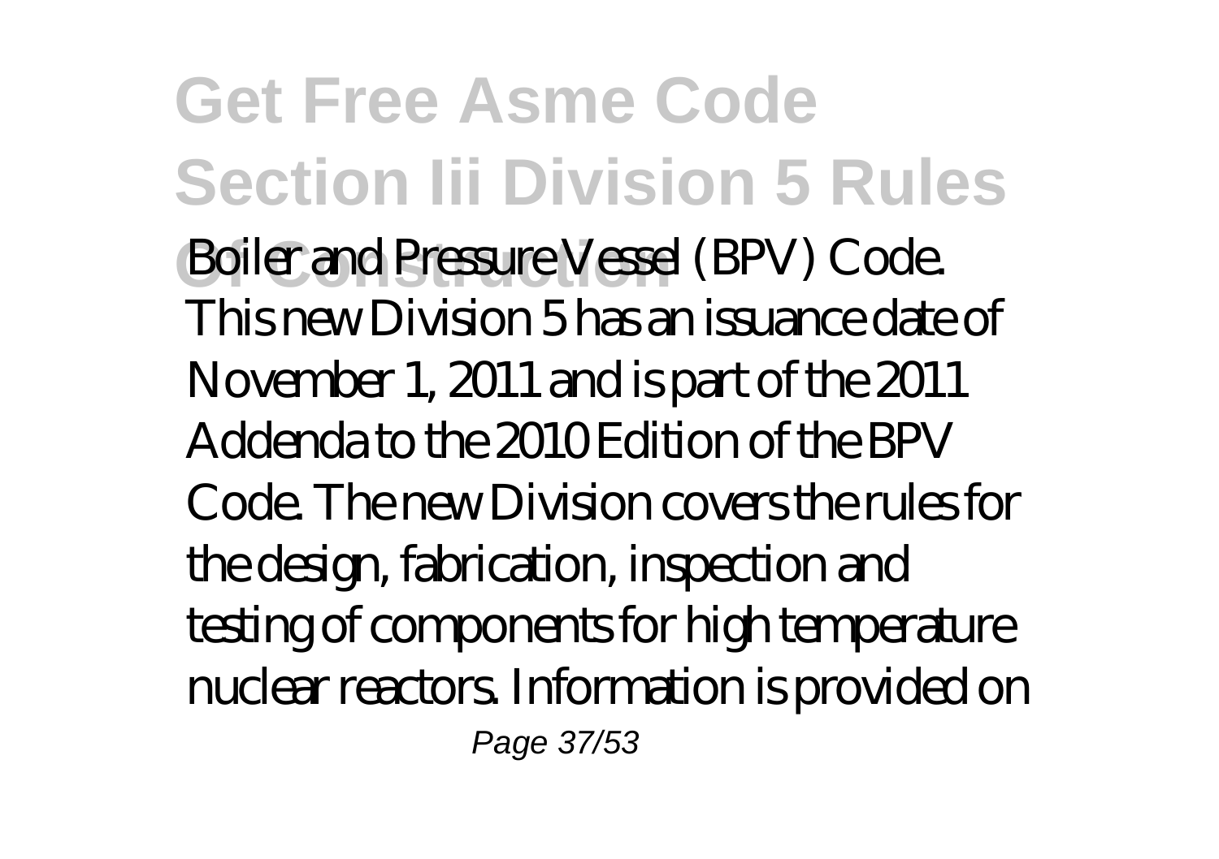Boiler and Pressure Vessel (BPV) Code. This new Division 5 has an issuance date of November 1, 2011 and is part of the 2011 Addenda to the 2010 Edition of the BPV Code. The new Division covers the rules for the design, fabrication, inspection and testing of components for high temperature nuclear reactors. Information is provided on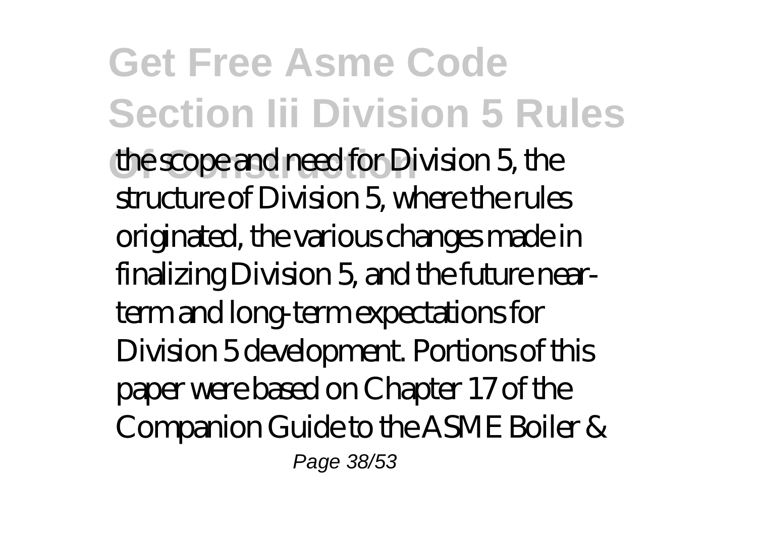the scope and need for Division 5, the structure of Division 5, where the rules originated, the various changes made in finalizing Division 5, and the future near-term and long-term expectations for Division 5 development. Portions of this paper were based on Chapter 17 of the Companion Guide to the ASME Boiler &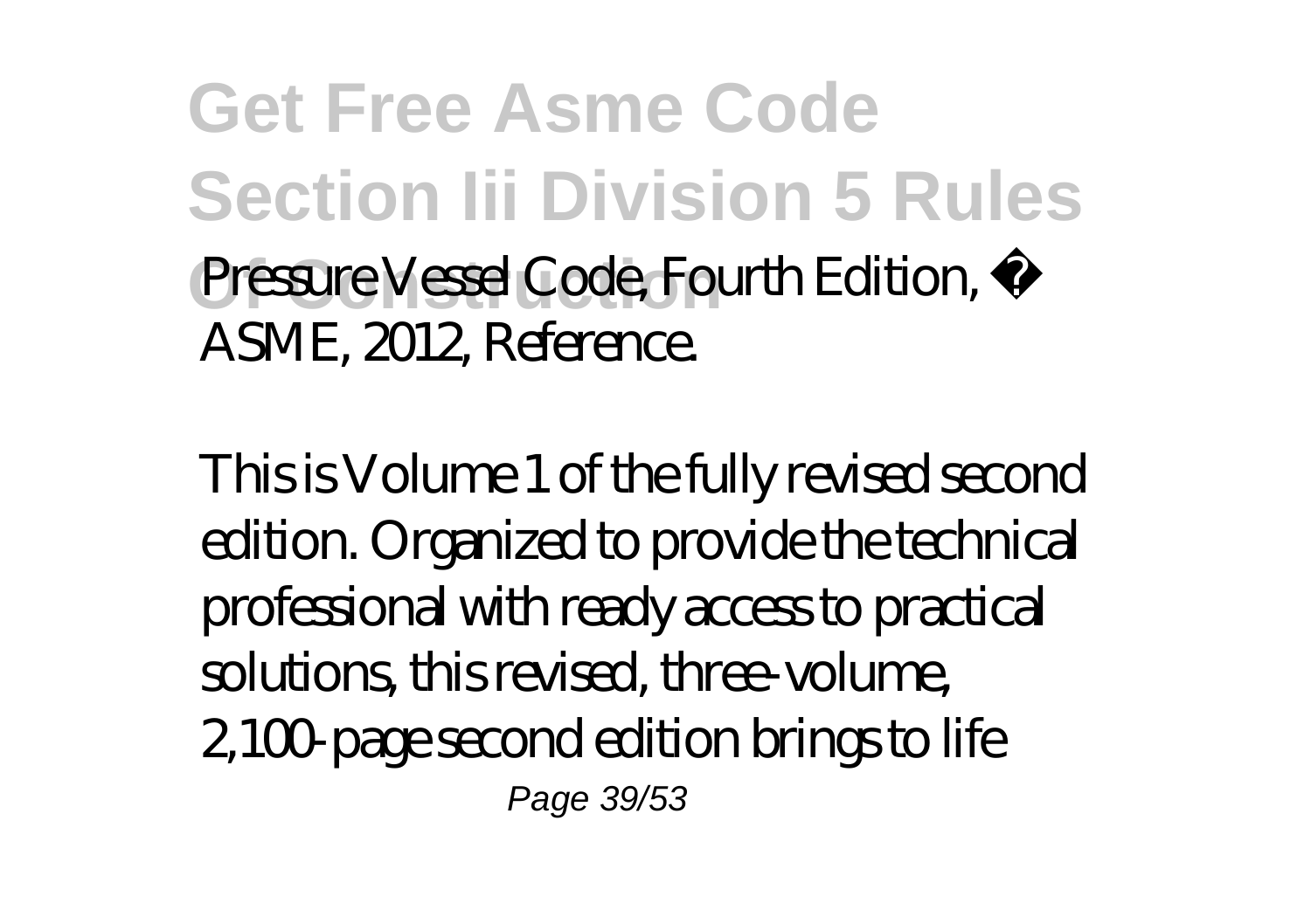Pressure Vessel Code, Fourth Edition, © ASME, 2012, Reference.

This is Volume 1 of the fully revised second edition. Organized to provide the technical professional with ready access to practical solutions, this revised, three-volume, 2,100-page second edition brings to life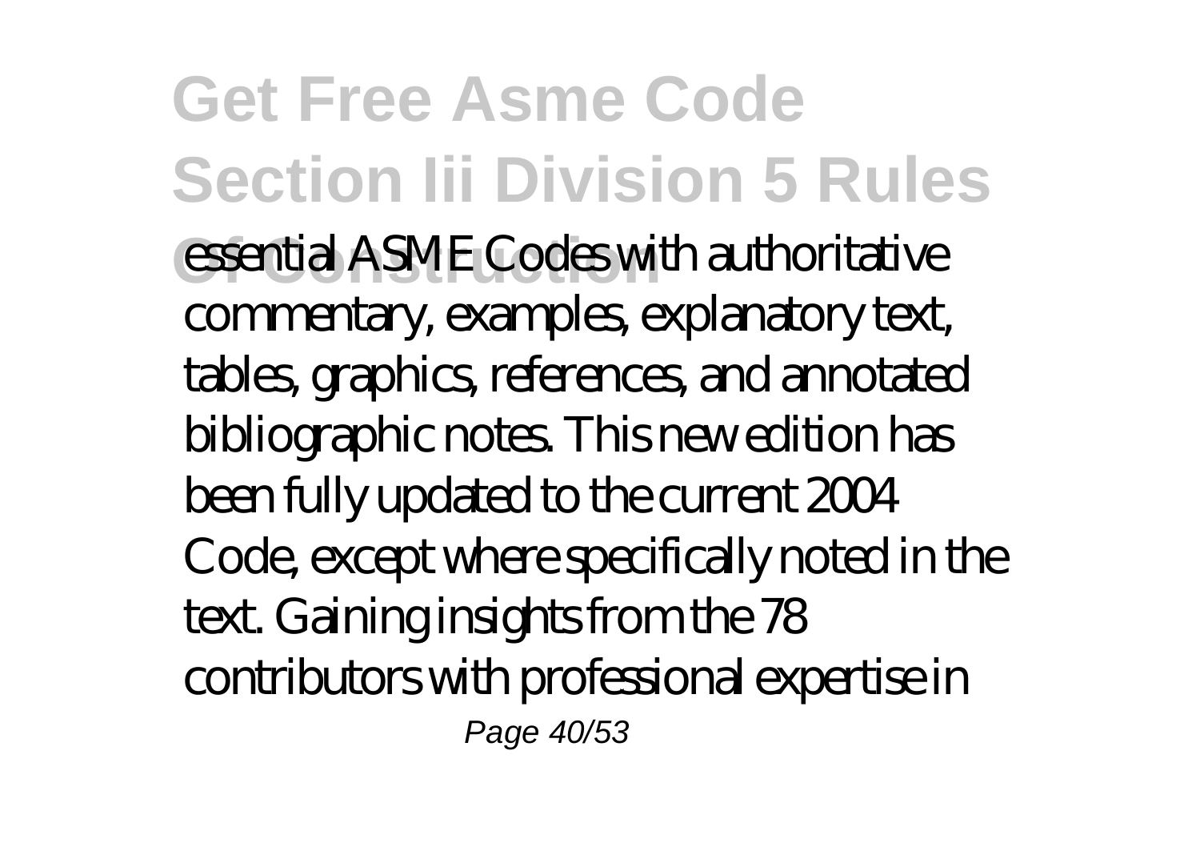essential ASME Codes with authoritative commentary, examples, explanatory text, tables, graphics, references, and annotated bibliographic notes. This new edition has been fully updated to the current 2004 Code, except where specifically noted in the text. Gaining insights from the 78 contributors with professional expertise in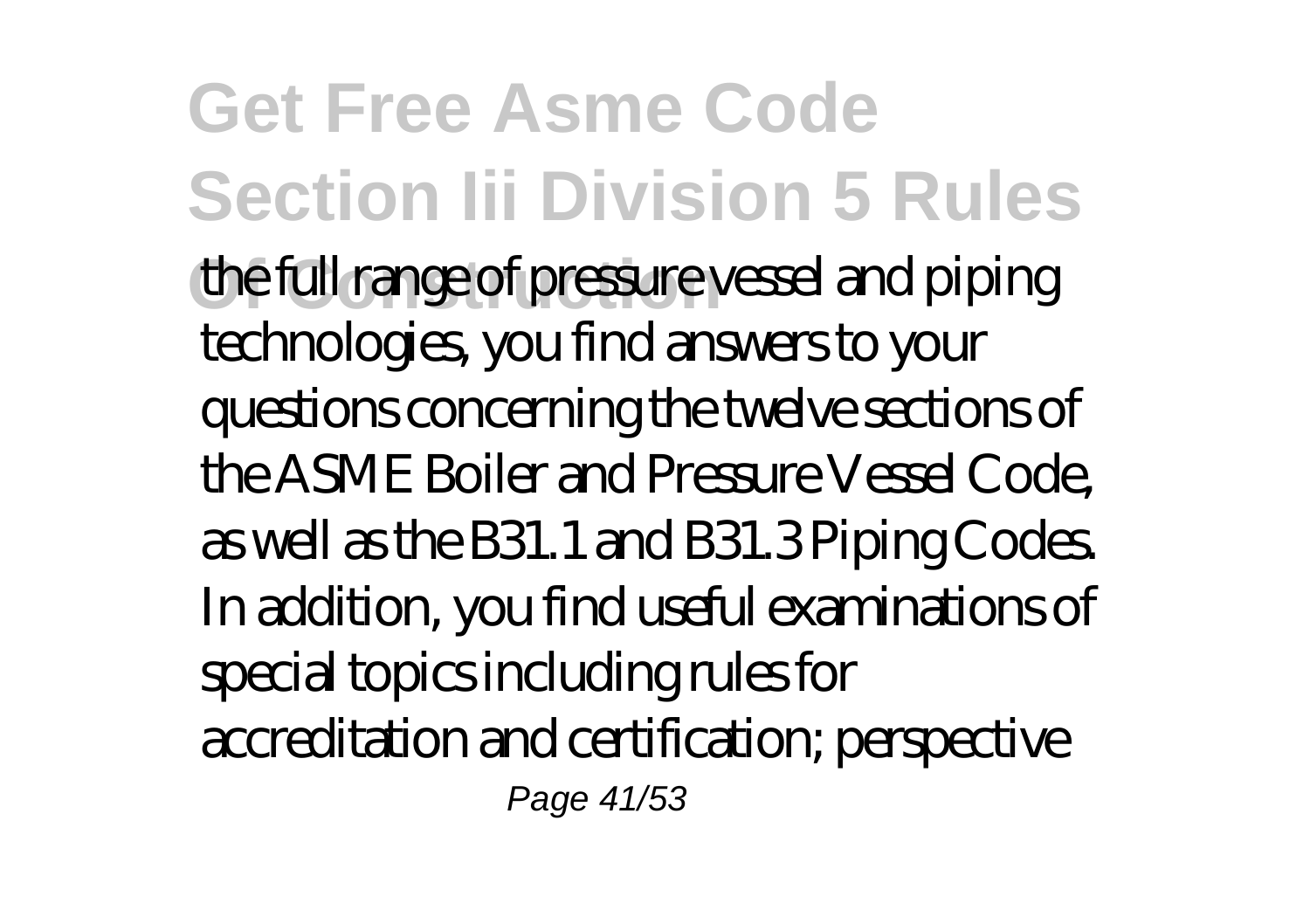the full range of pressure vessel and piping technologies, you find answers to your questions concerning the twelve sections of the ASME Boiler and Pressure Vessel Code, as well as the B31.1 and B31.3 Piping Codes. In addition, you find useful examinations of special topics including rules for accreditation and certification; perspective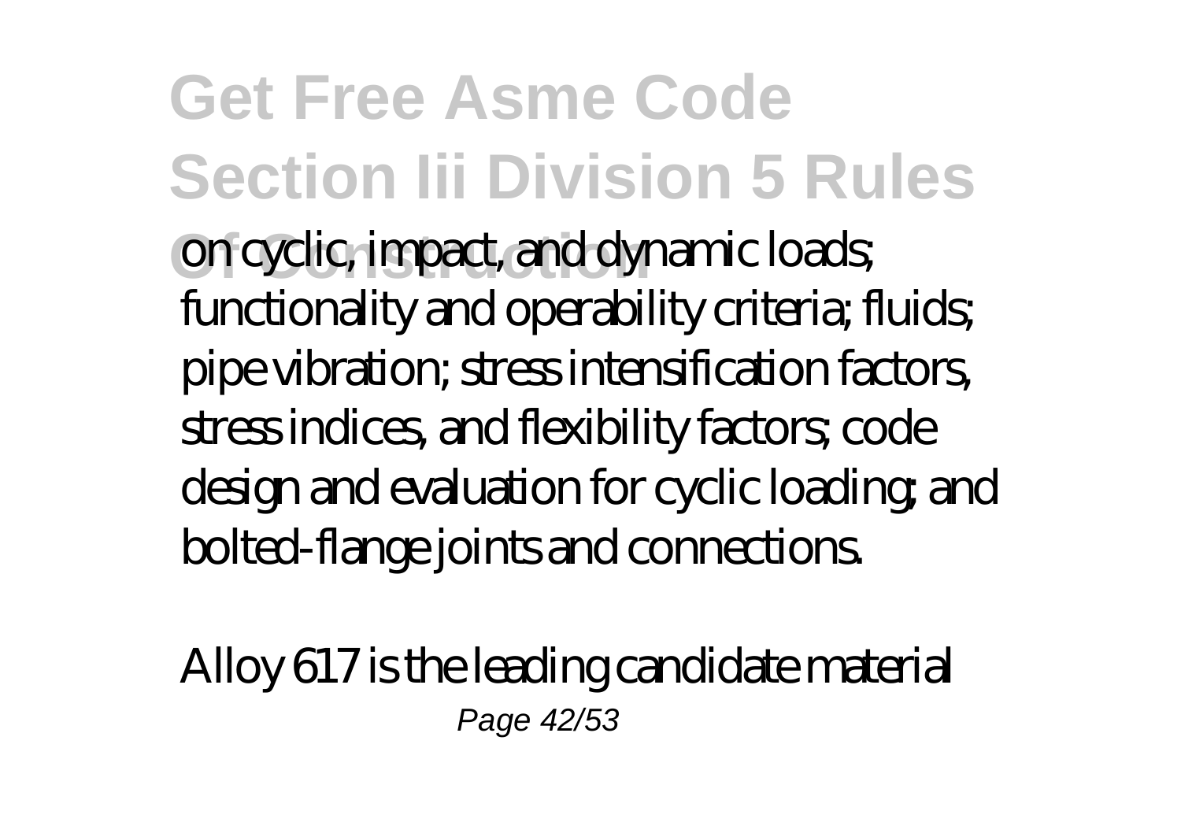on cyclic, impact, and dynamic loads; functionality and operability criteria; fluids; pipe vibration; stress intensification factors, stress indices, and flexibility factors; code design and evaluation for cyclic loading; and bolted-flange joints and connections.

Alloy 617 is the leading candidate material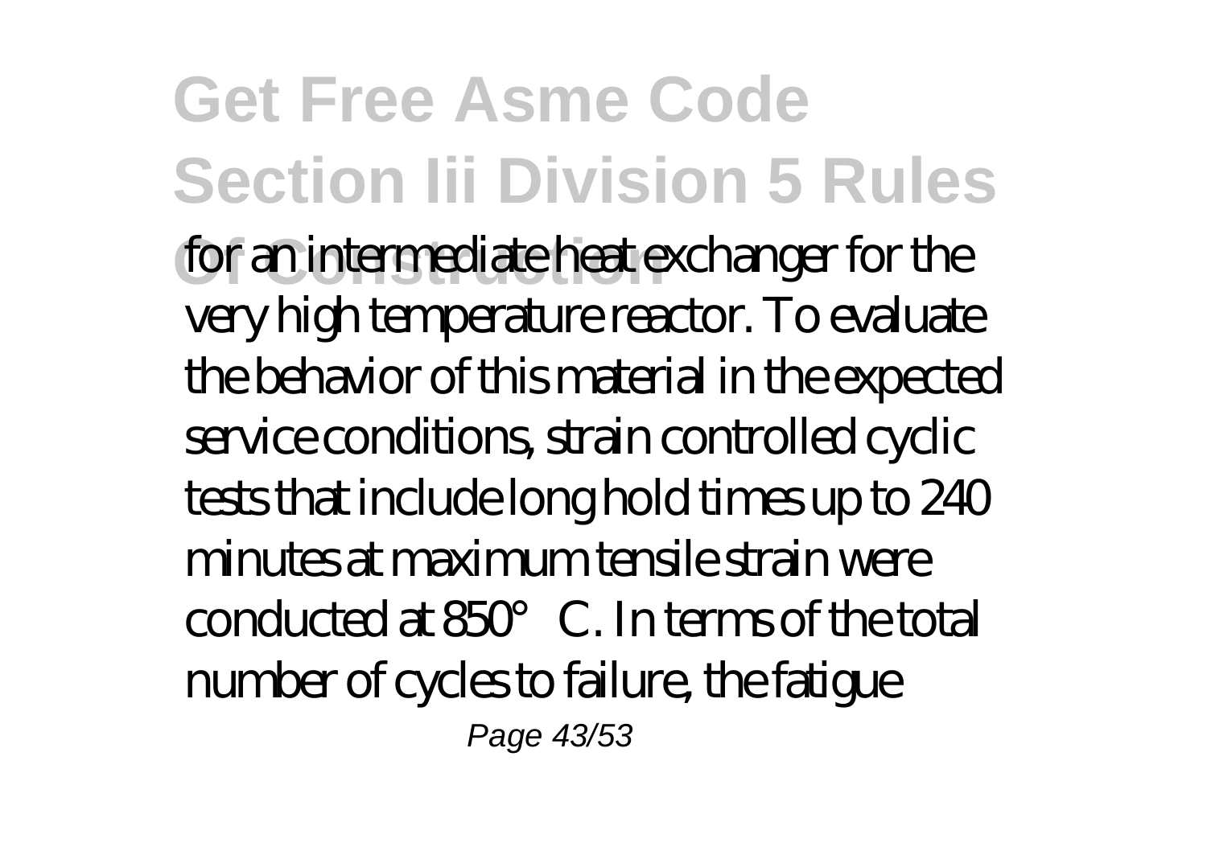for an intermediate heat exchanger for the very high temperature reactor. To evaluate the behavior of this material in the expected service conditions, strain controlled cyclic tests that include long hold times up to 240 minutes at maximum tensile strain were conducted at 850°C. In terms of the total number of cycles to failure, the fatigue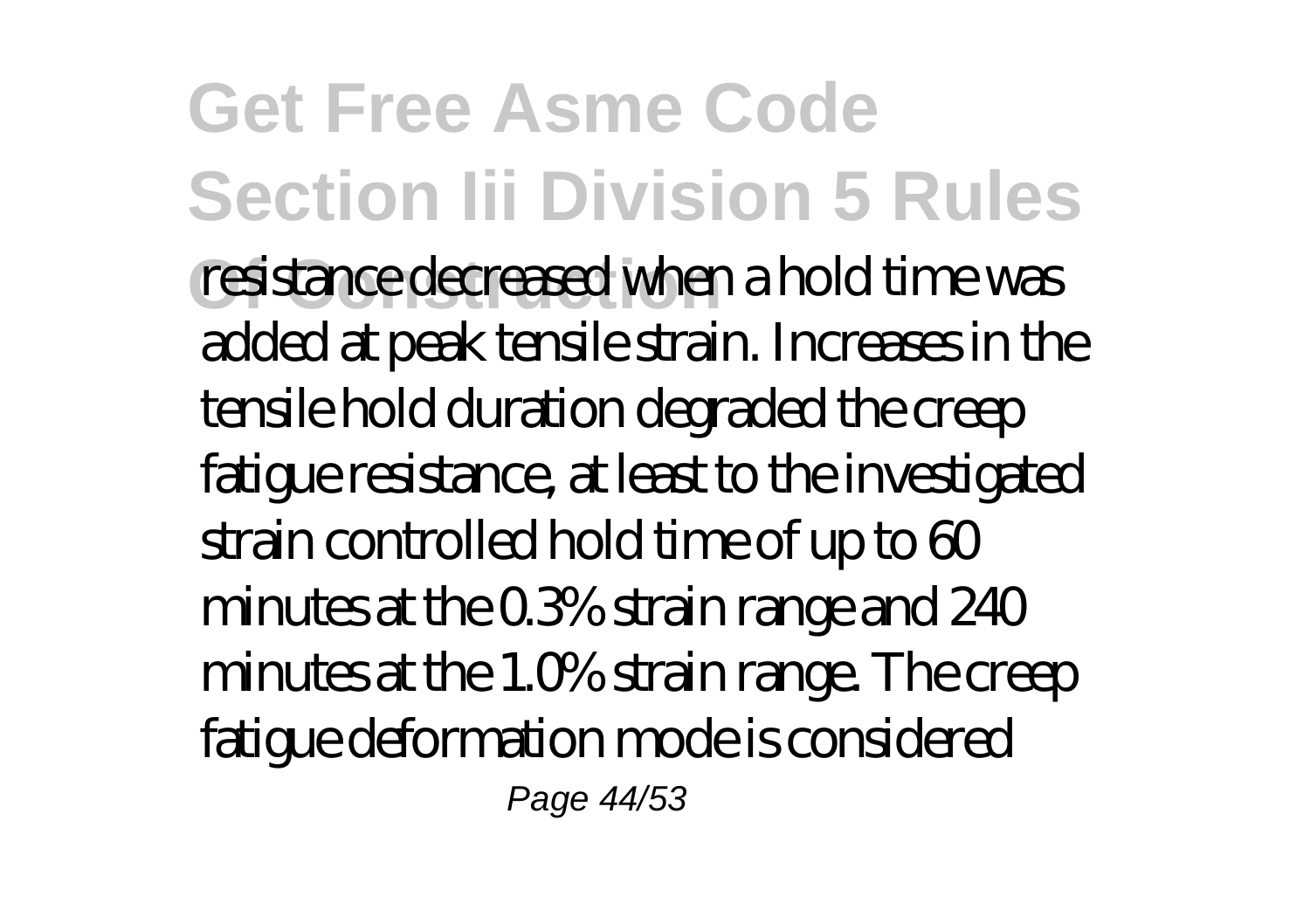resistance decreased when a hold time was added at peak tensile strain. Increases in the tensile hold duration degraded the creep fatigue resistance, at least to the investigated strain controlled hold time of up to 60 minutes at the 0.3% strain range and 240 minutes at the 1.0% strain range. The creep fatigue deformation mode is considered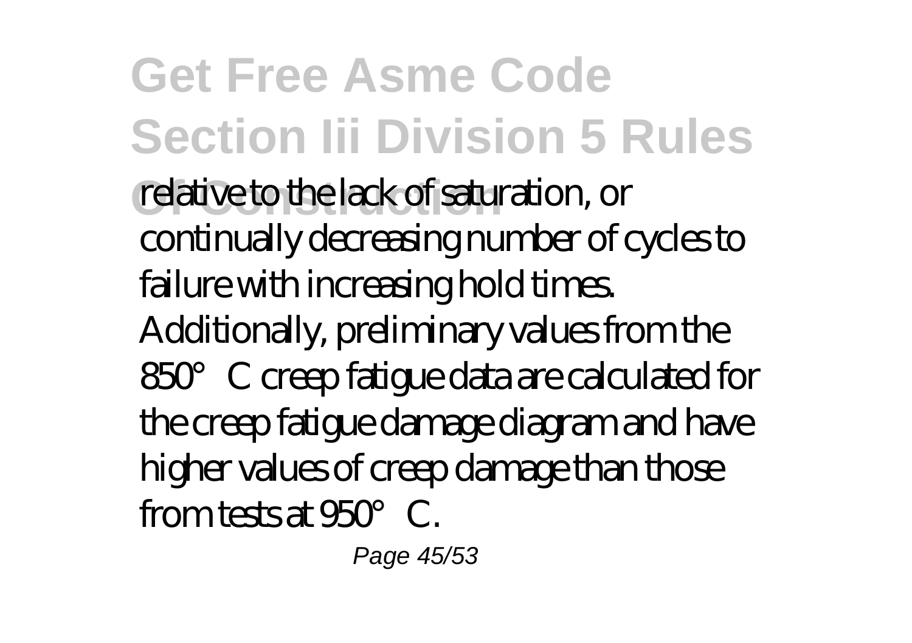relative to the lack of saturation, or continually decreasing number of cycles to failure with increasing hold times. Additionally, preliminary values from the 850°C creep fatigue data are calculated for the creep fatigue damage diagram and have higher values of creep damage than those from tests at 950°C.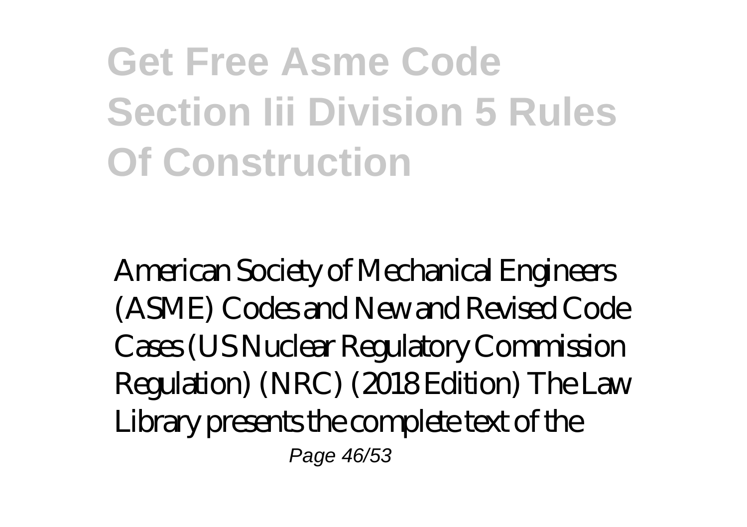# Get Free Asme Code Section Iii Division 5 Rules Of Construction

American Society of Mechanical Engineers (ASME) Codes and New and Revised Code Cases (US Nuclear Regulatory Commission Regulation) (NRC) (2018 Edition) The Law Library presents the complete text of the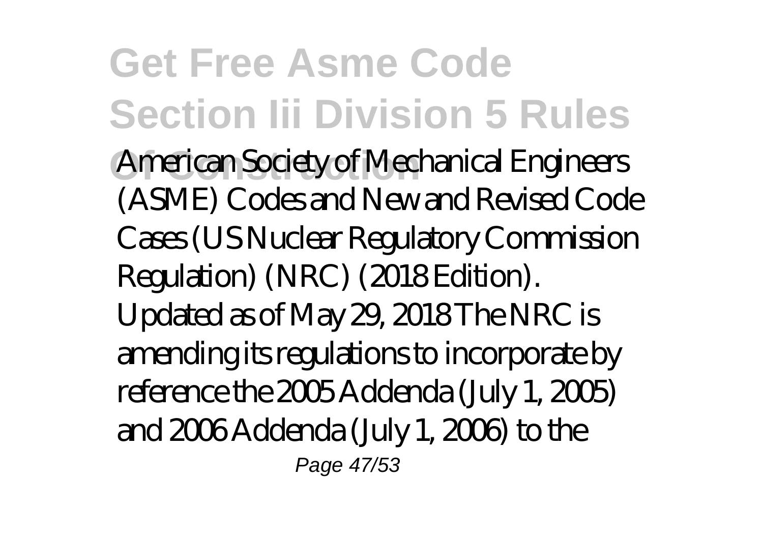American Society of Mechanical Engineers (ASME) Codes and New and Revised Code Cases (US Nuclear Regulatory Commission Regulation) (NRC) (2018 Edition). Updated as of May 29, 2018 The NRC is amending its regulations to incorporate by reference the 2005 Addenda (July 1, 2005) and 2006 Addenda (July 1, 2006) to the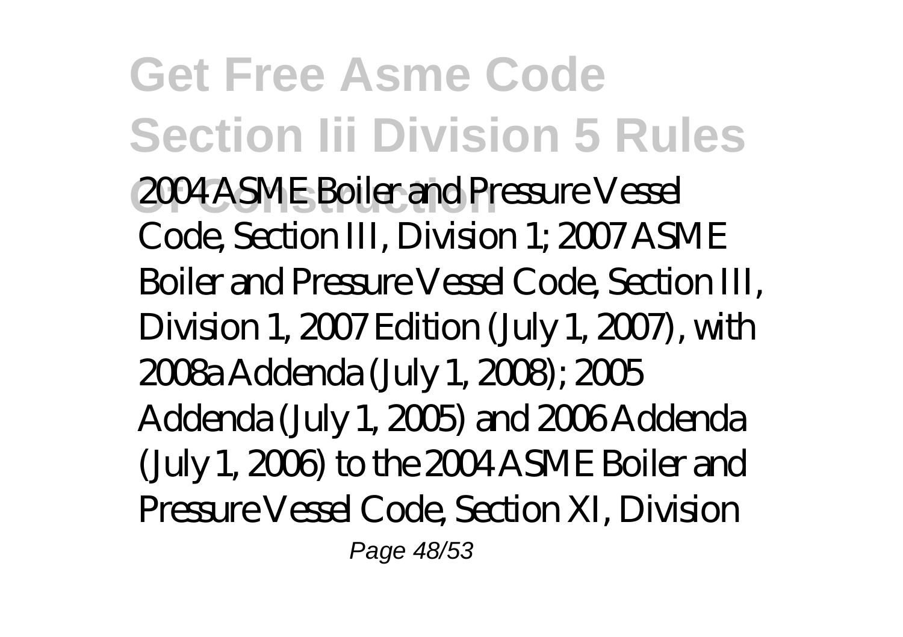2004 ASME Boiler and Pressure Vessel Code, Section III, Division 1; 2007 ASME Boiler and Pressure Vessel Code, Section III, Division 1, 2007 Edition (July 1, 2007), with 2008a Addenda (July 1, 2008); 2005 Addenda (July 1, 2005) and 2006 Addenda (July 1, 2006) to the 2004 ASME Boiler and Pressure Vessel Code, Section XI, Division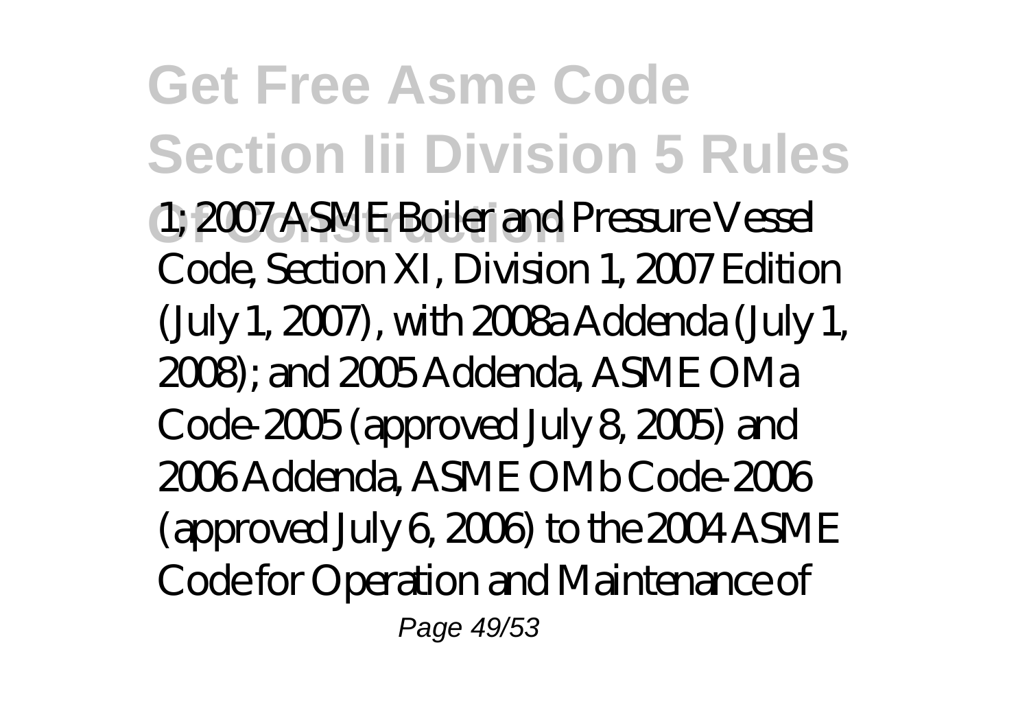1; 2007 ASME Boiler and Pressure Vessel Code, Section XI, Division 1, 2007 Edition (July 1, 2007), with 2008a Addenda (July 1, 2008); and 2005 Addenda, ASME OMa Code-2005 (approved July 8, 2005) and 2006 Addenda, ASME OMb Code-2006 (approved July 6, 2006) to the 2004 ASME Code for Operation and Maintenance of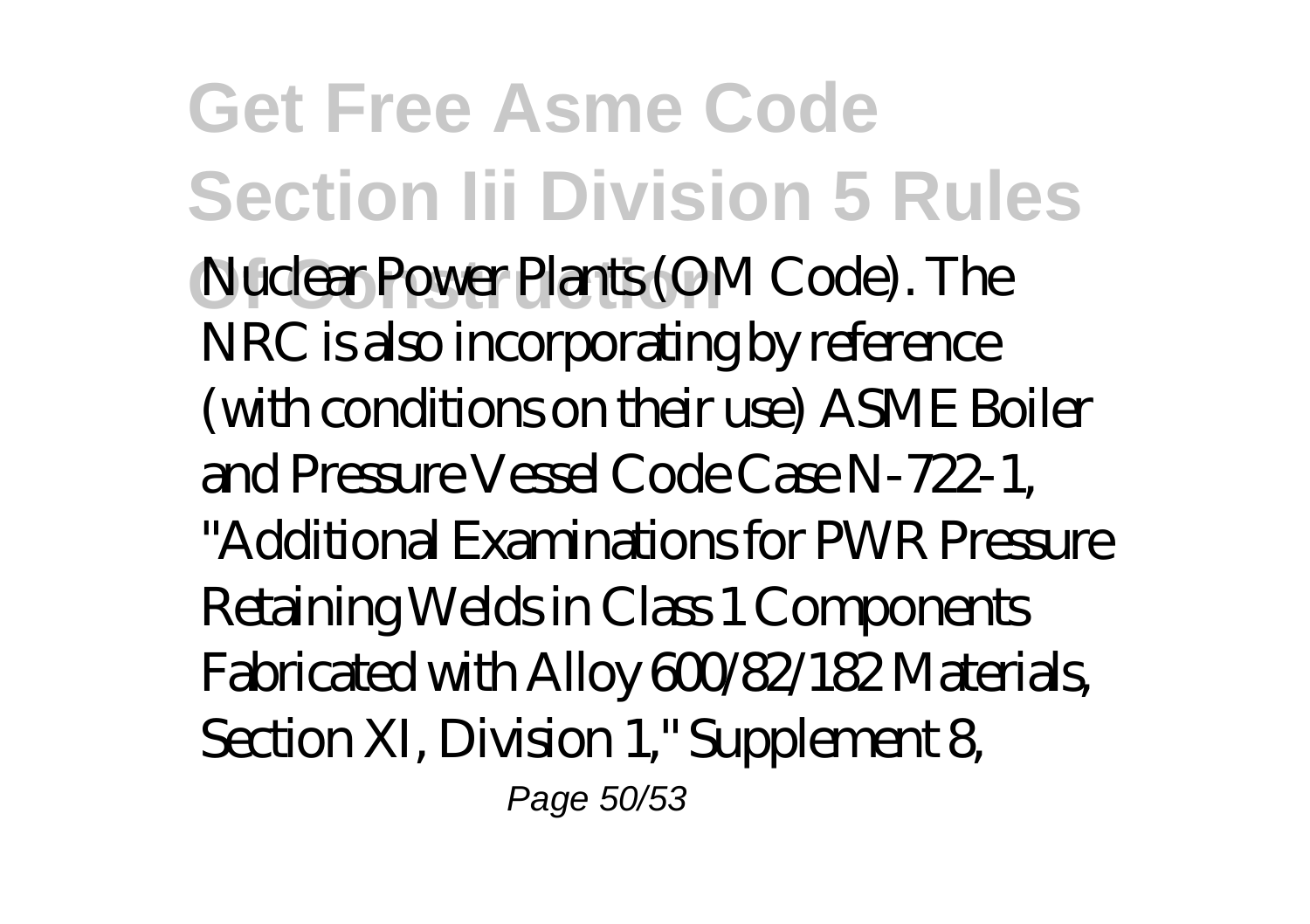Nuclear Power Plants (OM Code). The NRC is also incorporating by reference (with conditions on their use) ASME Boiler and Pressure Vessel Code Case N-722-1, "Additional Examinations for PWR Pressure Retaining Welds in Class 1 Components Fabricated with Alloy 600/82/182 Materials, Section XI, Division 1," Supplement 8,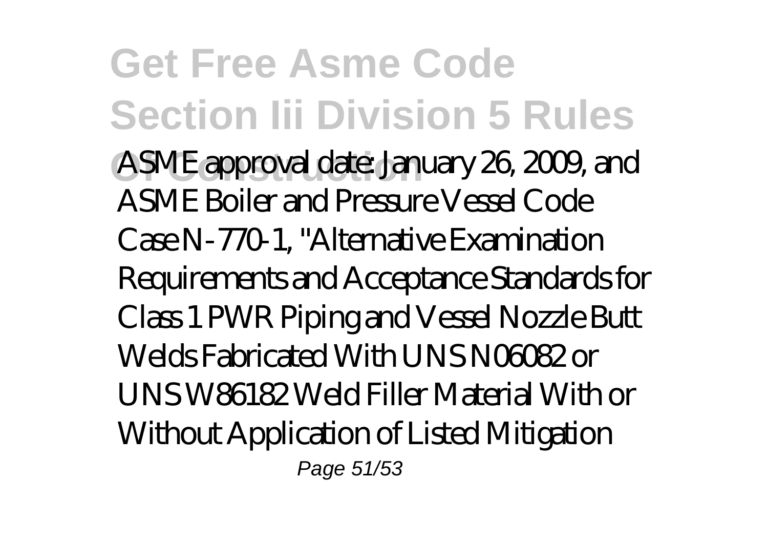ASME approval date: January 26, 2009, and ASME Boiler and Pressure Vessel Code Case N-770-1, "Alternative Examination Requirements and Acceptance Standards for Class 1 PWR Piping and Vessel Nozzle Butt Welds Fabricated With UNS N06082 or UNS W86182 Weld Filler Material With or Without Application of Listed Mitigation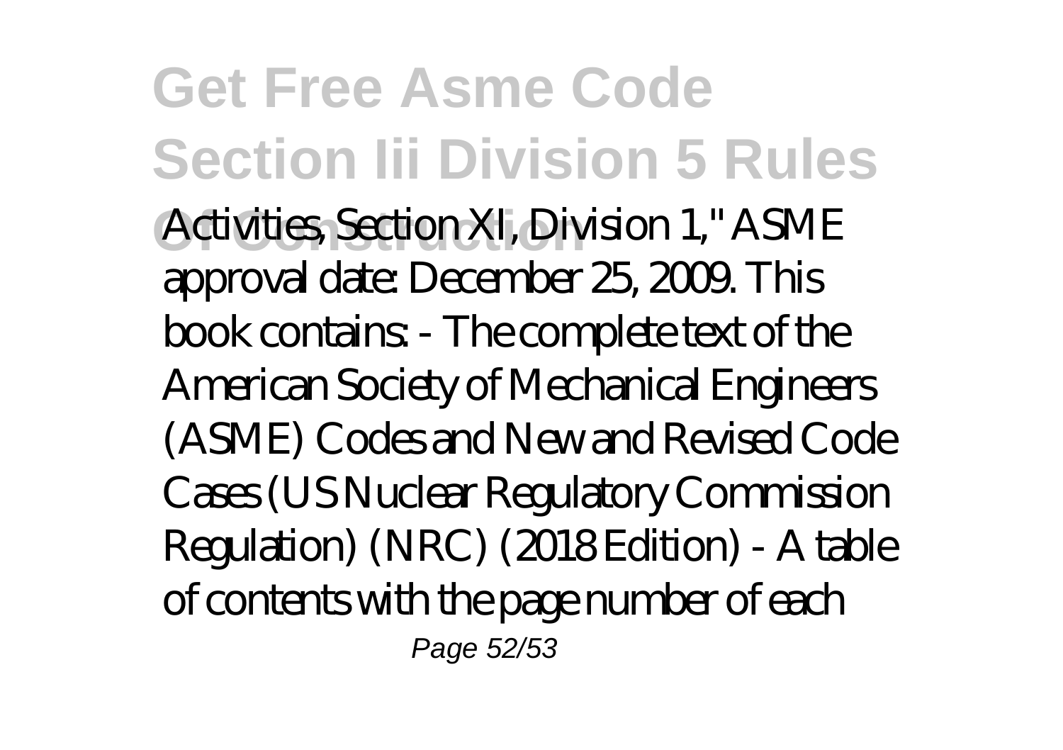Activities, Section XI, Division 1," ASME approval date: December 25, 2009. This book contains: - The complete text of the American Society of Mechanical Engineers (ASME) Codes and New and Revised Code Cases (US Nuclear Regulatory Commission Regulation) (NRC) (2018 Edition) - A table of contents with the page number of each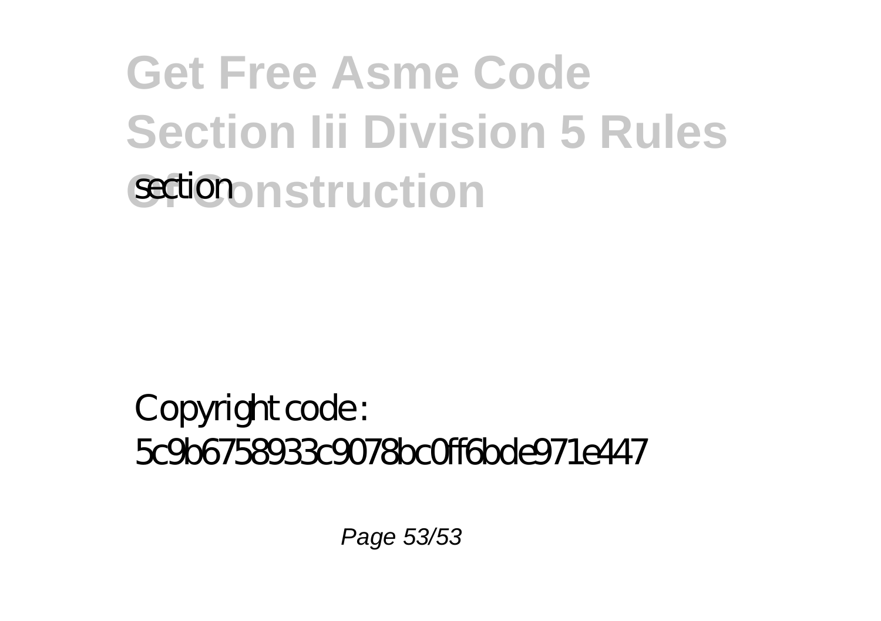section

Copyright code : 5c9b6758933c9078bc0ff6bde971e447